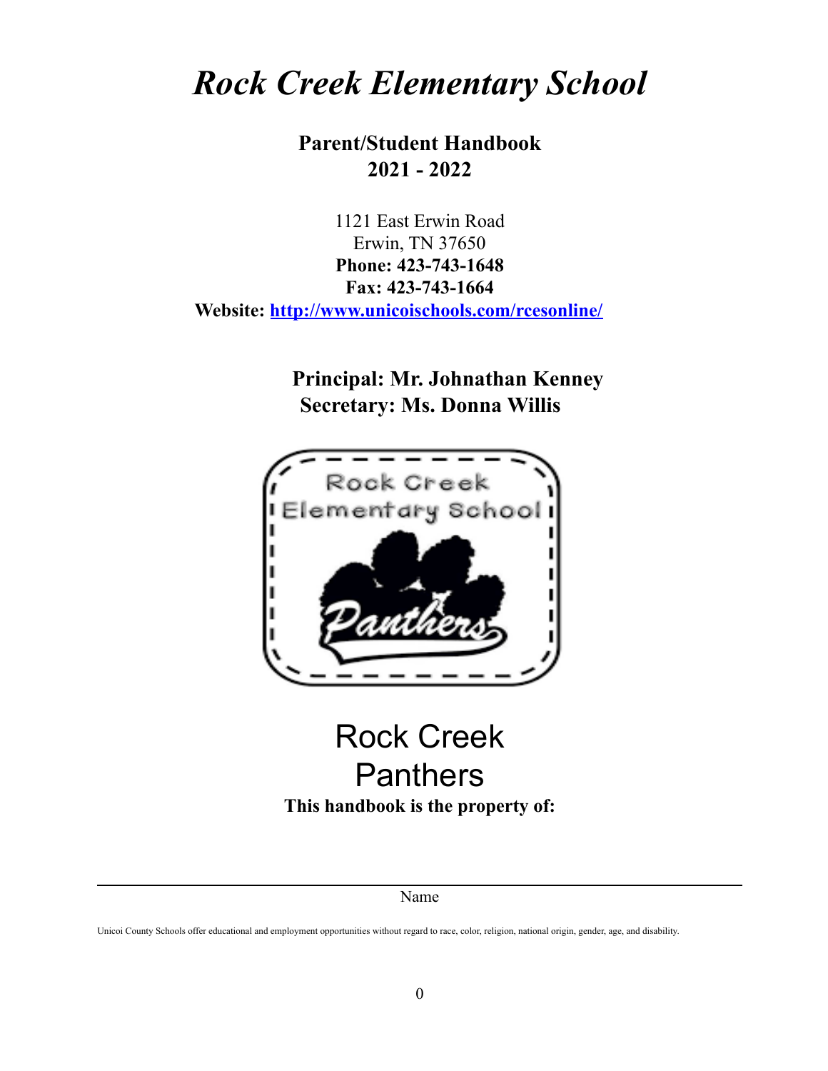# *Rock Creek Elementary School*

**Parent/Student Handbook**
**2021 - 2022**

1121 East Erwin Road
Erwin, TN 37650
**Phone: 423-743-1648**
**Fax: 423-743-1664**
**Website: http://www.unicoischools.com/rcesonline/**

**Principal: Mr. Johnathan Kenney**
**Secretary: Ms. Donna Willis**

Rock Creek
Panthers

**This handbook is the property of:**

Name

Unicoi County Schools offer educational and employment opportunities without regard to race, color, religion, national origin, gender, age, and disability.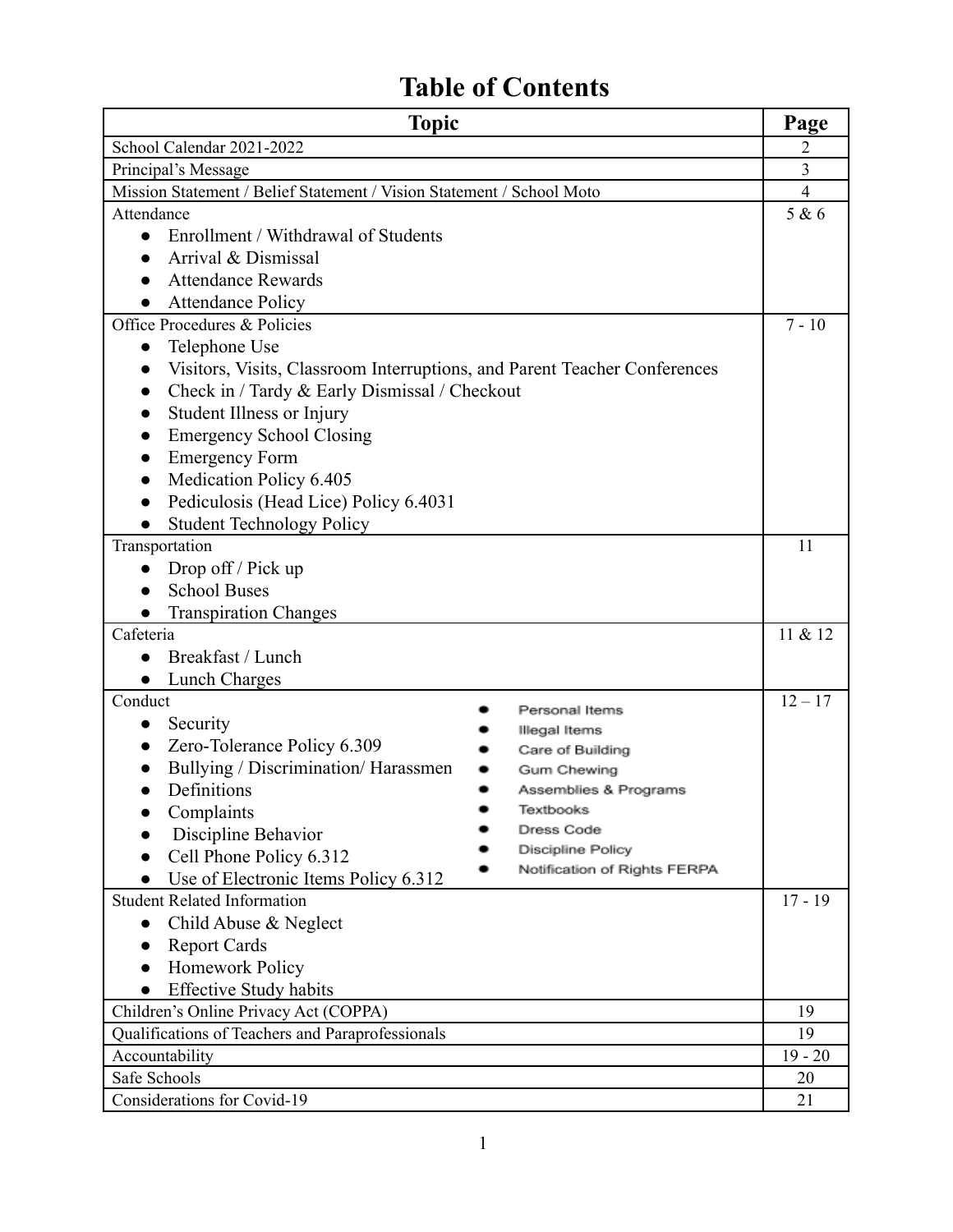# Table of Contents

| Topic | Page |
|---|---|
| School Calendar 2021-2022 | 2 |
| Principal's Message | 3 |
| Mission Statement / Belief Statement / Vision Statement / School Moto | 4 |
| Attendance<br>● Enrollment / Withdrawal of Students<br>● Arrival & Dismissal<br>● Attendance Rewards<br>● Attendance Policy | 5 & 6 |
| Office Procedures & Policies<br>● Telephone Use<br>● Visitors, Visits, Classroom Interruptions, and Parent Teacher Conferences<br>● Check in / Tardy & Early Dismissal / Checkout<br>● Student Illness or Injury<br>● Emergency School Closing<br>● Emergency Form<br>● Medication Policy 6.405<br>● Pediculosis (Head Lice) Policy 6.4031<br>● Student Technology Policy | 7 - 10 |
| Transportation<br>● Drop off / Pick up<br>● School Buses<br>● Transpiration Changes | 11 |
| Cafeteria<br>● Breakfast / Lunch<br>● Lunch Charges | 11 & 12 |
| Conduct<br>● Security<br>● Zero-Tolerance Policy 6.309<br>● Bullying / Discrimination/ Harassmen<br>● Definitions<br>● Complaints<br>● Discipline Behavior<br>● Cell Phone Policy 6.312<br>● Use of Electronic Items Policy 6.312<br>● Personal Items<br>● Illegal Items<br>● Care of Building<br>● Gum Chewing<br>● Assemblies & Programs<br>● Textbooks<br>● Dress Code<br>● Discipline Policy<br>● Notification of Rights FERPA | 12 – 17 |
| Student Related Information<br>● Child Abuse & Neglect<br>● Report Cards<br>● Homework Policy<br>● Effective Study habits | 17 - 19 |
| Children's Online Privacy Act (COPPA) | 19 |
| Qualifications of Teachers and Paraprofessionals | 19 |
| Accountability | 19 - 20 |
| Safe Schools | 20 |
| Considerations for Covid-19 | 21 |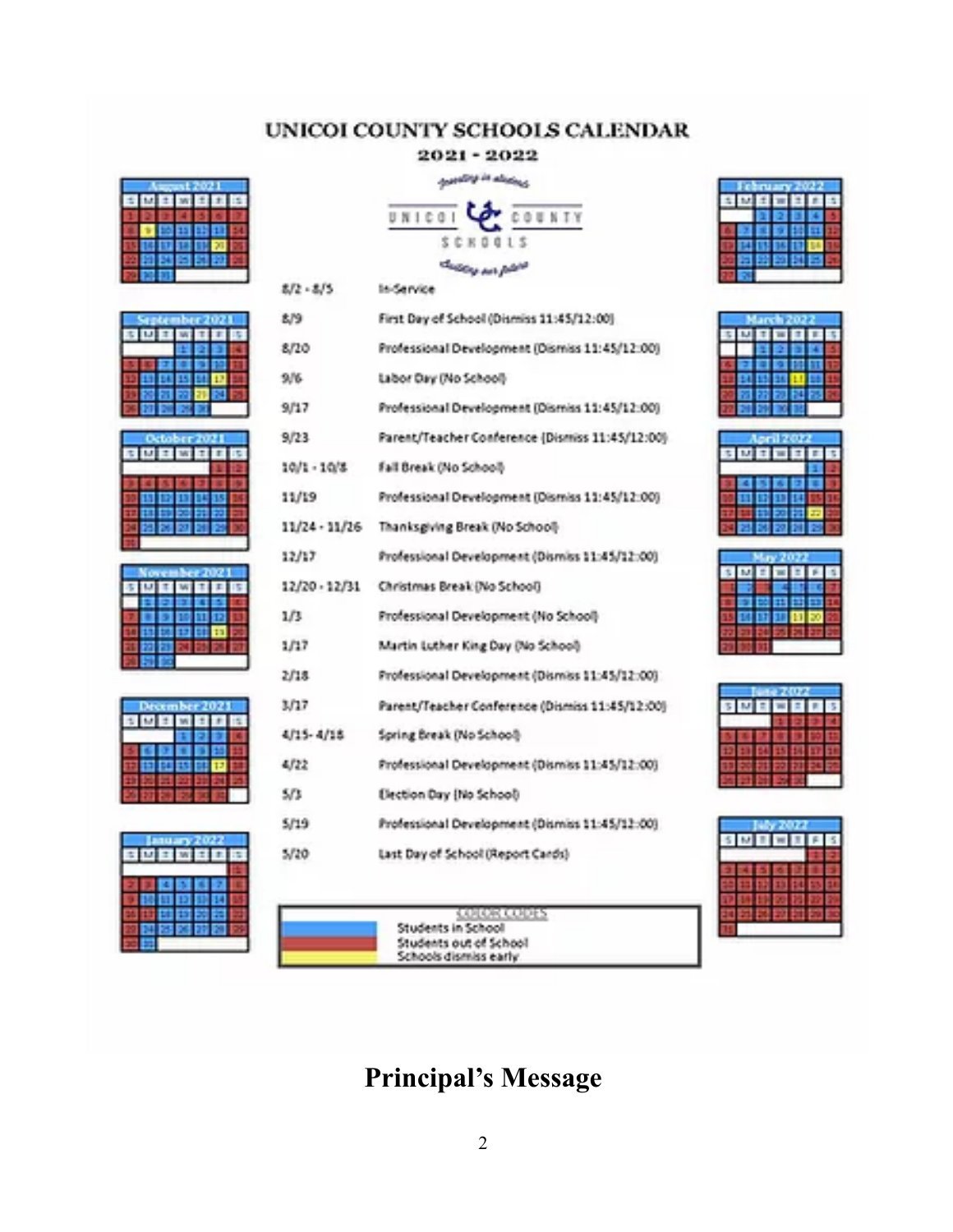# UNICOI COUNTY SCHOOLS CALENDAR

## 2021 - 2022

| Date | Event |
|---|---|
| 8/2 - 8/5 | In-Service |
| 8/9 | First Day of School (Dismiss 11:45/12:00) |
| 8/20 | Professional Development (Dismiss 11:45/12:00) |
| 9/6 | Labor Day (No School) |
| 9/17 | Professional Development (Dismiss 11:45/12:00) |
| 9/23 | Parent/Teacher Conference (Dismiss 11:45/12:00) |
| 10/1 - 10/8 | Fall Break (No School) |
| 11/19 | Professional Development (Dismiss 11:45/12:00) |
| 11/24 - 11/26 | Thanksgiving Break (No School) |
| 12/17 | Professional Development (Dismiss 11:45/12:00) |
| 12/20 - 12/31 | Christmas Break (No School) |
| 1/3 | Professional Development (No School) |
| 1/17 | Martin Luther King Day (No School) |
| 2/18 | Professional Development (Dismiss 11:45/12:00) |
| 3/17 | Parent/Teacher Conference (Dismiss 11:45/12:00) |
| 4/15 - 4/18 | Spring Break (No School) |
| 4/22 | Professional Development (Dismiss 11:45/12:00) |
| 5/3 | Election Day (No School) |
| 5/19 | Professional Development (Dismiss 11:45/12:00) |
| 5/20 | Last Day of School (Report Cards) |

COLOR CODES
- Students in School
- Students out of School
- Schools dismiss early

# Principal's Message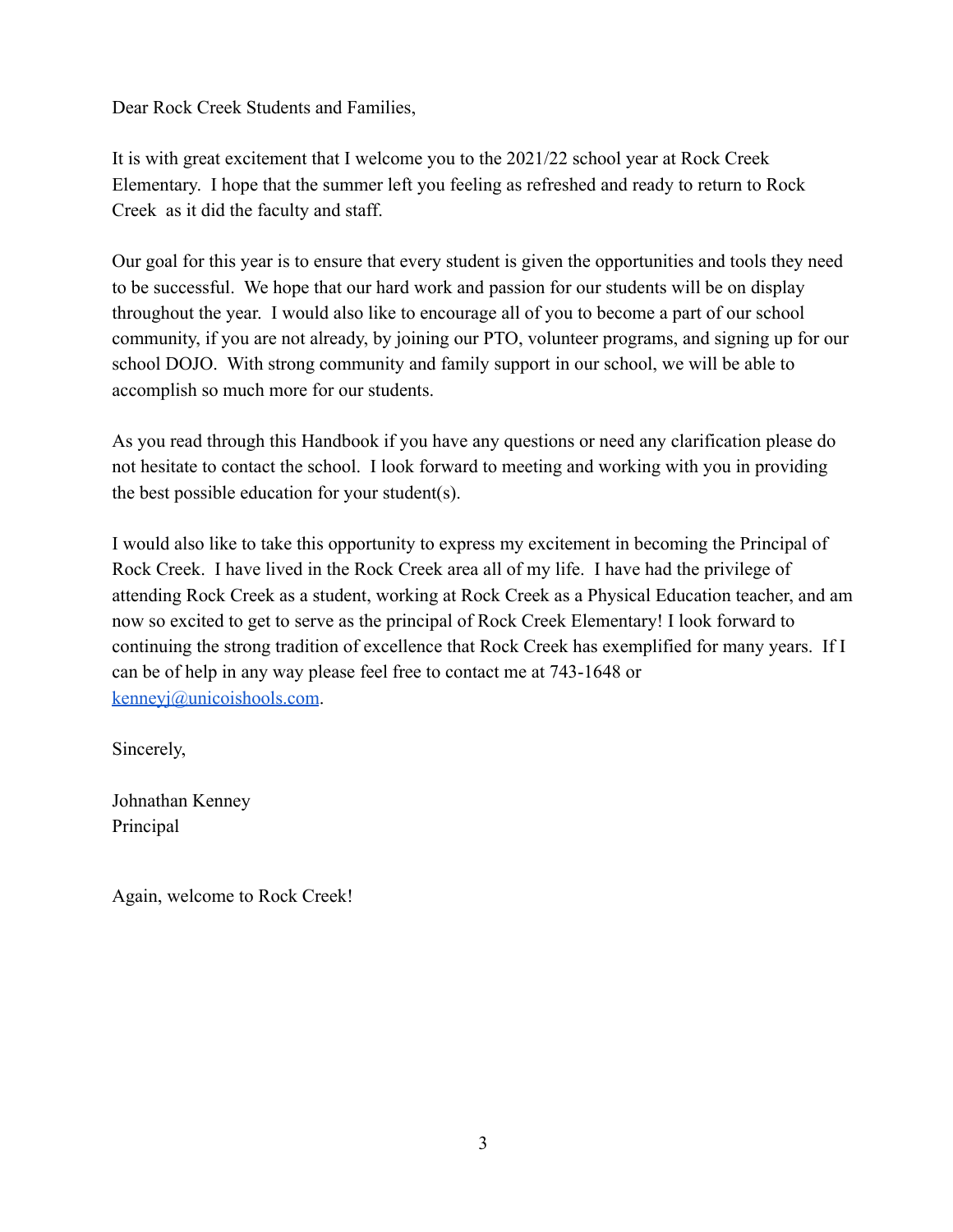Dear Rock Creek Students and Families,

It is with great excitement that I welcome you to the 2021/22 school year at Rock Creek Elementary. I hope that the summer left you feeling as refreshed and ready to return to Rock Creek as it did the faculty and staff.

Our goal for this year is to ensure that every student is given the opportunities and tools they need to be successful. We hope that our hard work and passion for our students will be on display throughout the year. I would also like to encourage all of you to become a part of our school community, if you are not already, by joining our PTO, volunteer programs, and signing up for our school DOJO. With strong community and family support in our school, we will be able to accomplish so much more for our students.

As you read through this Handbook if you have any questions or need any clarification please do not hesitate to contact the school. I look forward to meeting and working with you in providing the best possible education for your student(s).

I would also like to take this opportunity to express my excitement in becoming the Principal of Rock Creek. I have lived in the Rock Creek area all of my life. I have had the privilege of attending Rock Creek as a student, working at Rock Creek as a Physical Education teacher, and am now so excited to get to serve as the principal of Rock Creek Elementary! I look forward to continuing the strong tradition of excellence that Rock Creek has exemplified for many years. If I can be of help in any way please feel free to contact me at 743-1648 or [kenneyj@unicoishools.com](mailto:kenneyj@unicoishools.com).

Sincerely,

Johnathan Kenney
Principal

Again, welcome to Rock Creek!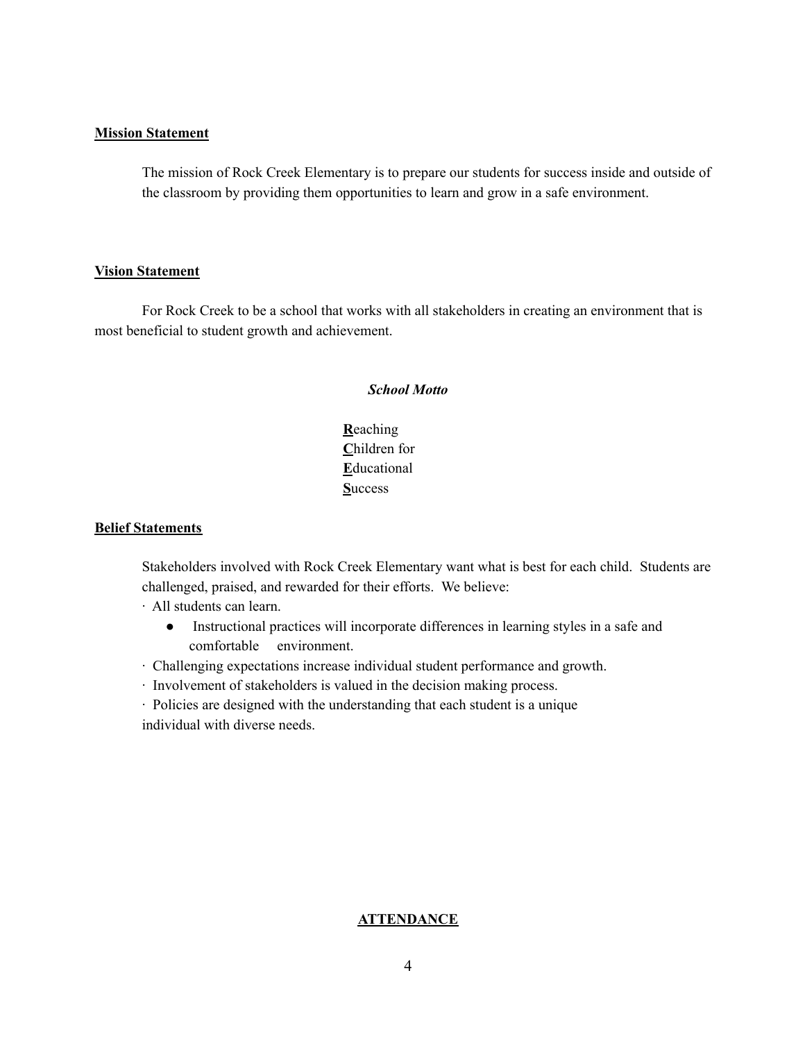**Mission Statement**

The mission of Rock Creek Elementary is to prepare our students for success inside and outside of the classroom by providing them opportunities to learn and grow in a safe environment.

**Vision Statement**

For Rock Creek to be a school that works with all stakeholders in creating an environment that is most beneficial to student growth and achievement.

***School Motto***

**R**eaching
**C**hildren for
**E**ducational
**S**uccess

**Belief Statements**

Stakeholders involved with Rock Creek Elementary want what is best for each child. Students are challenged, praised, and rewarded for their efforts. We believe:

- All students can learn.
  - Instructional practices will incorporate differences in learning styles in a safe and comfortable environment.
- Challenging expectations increase individual student performance and growth.
- Involvement of stakeholders is valued in the decision making process.
- Policies are designed with the understanding that each student is a unique individual with diverse needs.

**ATTENDANCE**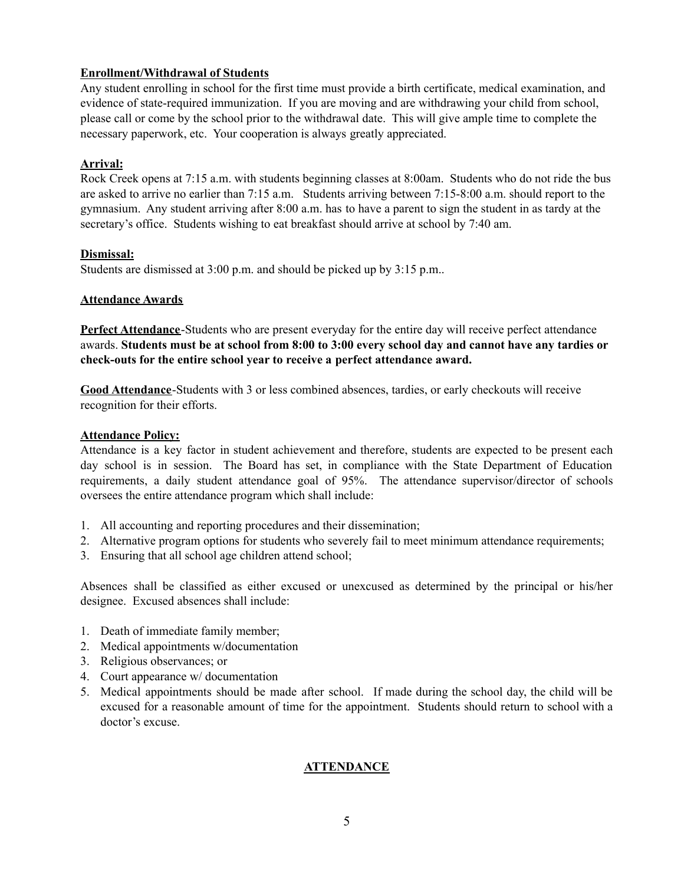**Enrollment/Withdrawal of Students**

Any student enrolling in school for the first time must provide a birth certificate, medical examination, and evidence of state-required immunization. If you are moving and are withdrawing your child from school, please call or come by the school prior to the withdrawal date. This will give ample time to complete the necessary paperwork, etc. Your cooperation is always greatly appreciated.

**Arrival:**

Rock Creek opens at 7:15 a.m. with students beginning classes at 8:00am. Students who do not ride the bus are asked to arrive no earlier than 7:15 a.m. Students arriving between 7:15-8:00 a.m. should report to the gymnasium. Any student arriving after 8:00 a.m. has to have a parent to sign the student in as tardy at the secretary's office. Students wishing to eat breakfast should arrive at school by 7:40 am.

**Dismissal:**

Students are dismissed at 3:00 p.m. and should be picked up by 3:15 p.m..

**Attendance Awards**

**Perfect Attendance**-Students who are present everyday for the entire day will receive perfect attendance awards. **Students must be at school from 8:00 to 3:00 every school day and cannot have any tardies or check-outs for the entire school year to receive a perfect attendance award.**

**Good Attendance**-Students with 3 or less combined absences, tardies, or early checkouts will receive recognition for their efforts.

**Attendance Policy:**

Attendance is a key factor in student achievement and therefore, students are expected to be present each day school is in session. The Board has set, in compliance with the State Department of Education requirements, a daily student attendance goal of 95%. The attendance supervisor/director of schools oversees the entire attendance program which shall include:

1. All accounting and reporting procedures and their dissemination;
2. Alternative program options for students who severely fail to meet minimum attendance requirements;
3. Ensuring that all school age children attend school;

Absences shall be classified as either excused or unexcused as determined by the principal or his/her designee. Excused absences shall include:

1. Death of immediate family member;
2. Medical appointments w/documentation
3. Religious observances; or
4. Court appearance w/ documentation
5. Medical appointments should be made after school. If made during the school day, the child will be excused for a reasonable amount of time for the appointment. Students should return to school with a doctor's excuse.

**ATTENDANCE**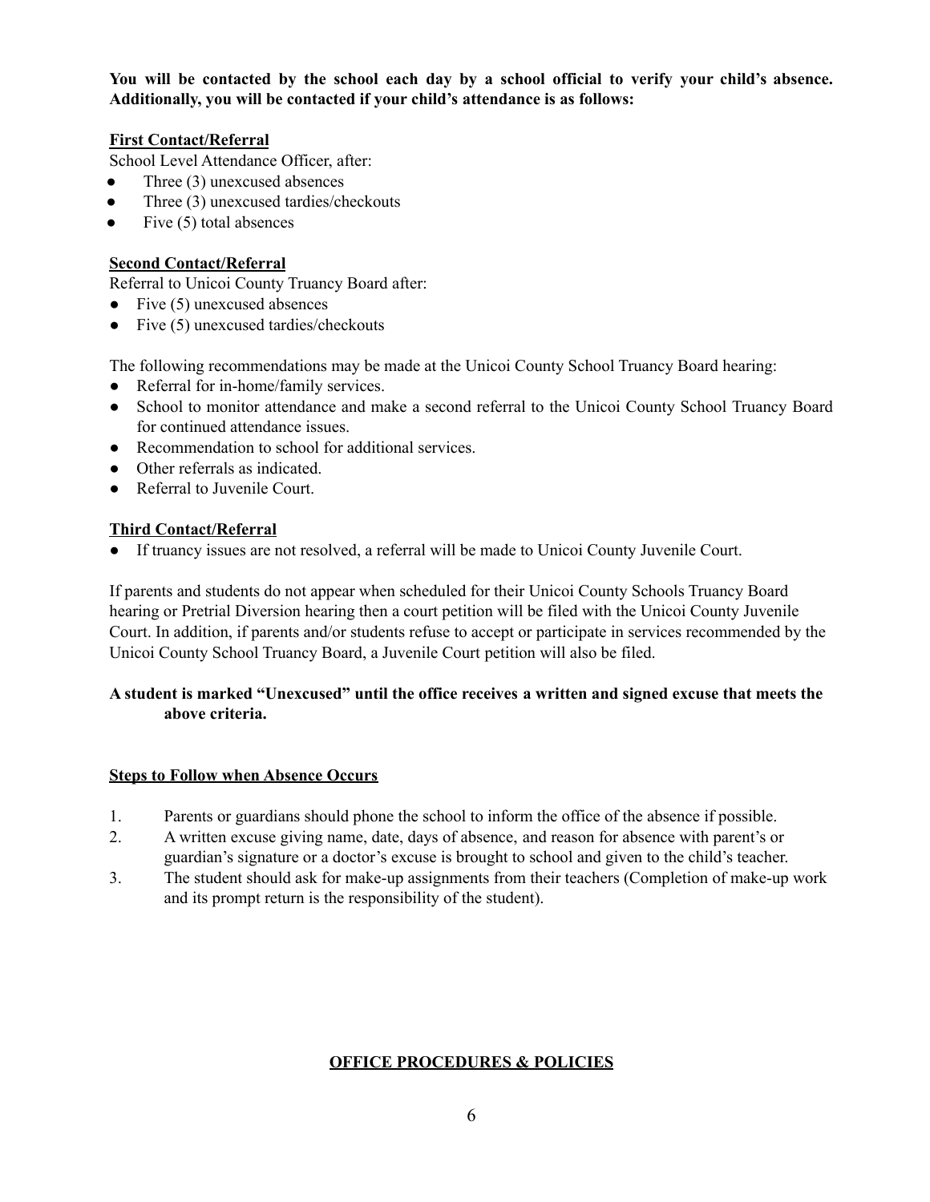**You will be contacted by the school each day by a school official to verify your child's absence. Additionally, you will be contacted if your child's attendance is as follows:**

**First Contact/Referral**

School Level Attendance Officer, after:

- Three (3) unexcused absences
- Three (3) unexcused tardies/checkouts
- Five (5) total absences

**Second Contact/Referral**

Referral to Unicoi County Truancy Board after:

- Five (5) unexcused absences
- Five (5) unexcused tardies/checkouts

The following recommendations may be made at the Unicoi County School Truancy Board hearing:

- Referral for in-home/family services.
- School to monitor attendance and make a second referral to the Unicoi County School Truancy Board for continued attendance issues.
- Recommendation to school for additional services.
- Other referrals as indicated.
- Referral to Juvenile Court.

**Third Contact/Referral**

- If truancy issues are not resolved, a referral will be made to Unicoi County Juvenile Court.

If parents and students do not appear when scheduled for their Unicoi County Schools Truancy Board hearing or Pretrial Diversion hearing then a court petition will be filed with the Unicoi County Juvenile Court. In addition, if parents and/or students refuse to accept or participate in services recommended by the Unicoi County School Truancy Board, a Juvenile Court petition will also be filed.

**A student is marked "Unexcused" until the office receives a written and signed excuse that meets the above criteria.**

**Steps to Follow when Absence Occurs**

1. Parents or guardians should phone the school to inform the office of the absence if possible.
2. A written excuse giving name, date, days of absence, and reason for absence with parent's or guardian's signature or a doctor's excuse is brought to school and given to the child's teacher.
3. The student should ask for make-up assignments from their teachers (Completion of make-up work and its prompt return is the responsibility of the student).

## OFFICE PROCEDURES & POLICIES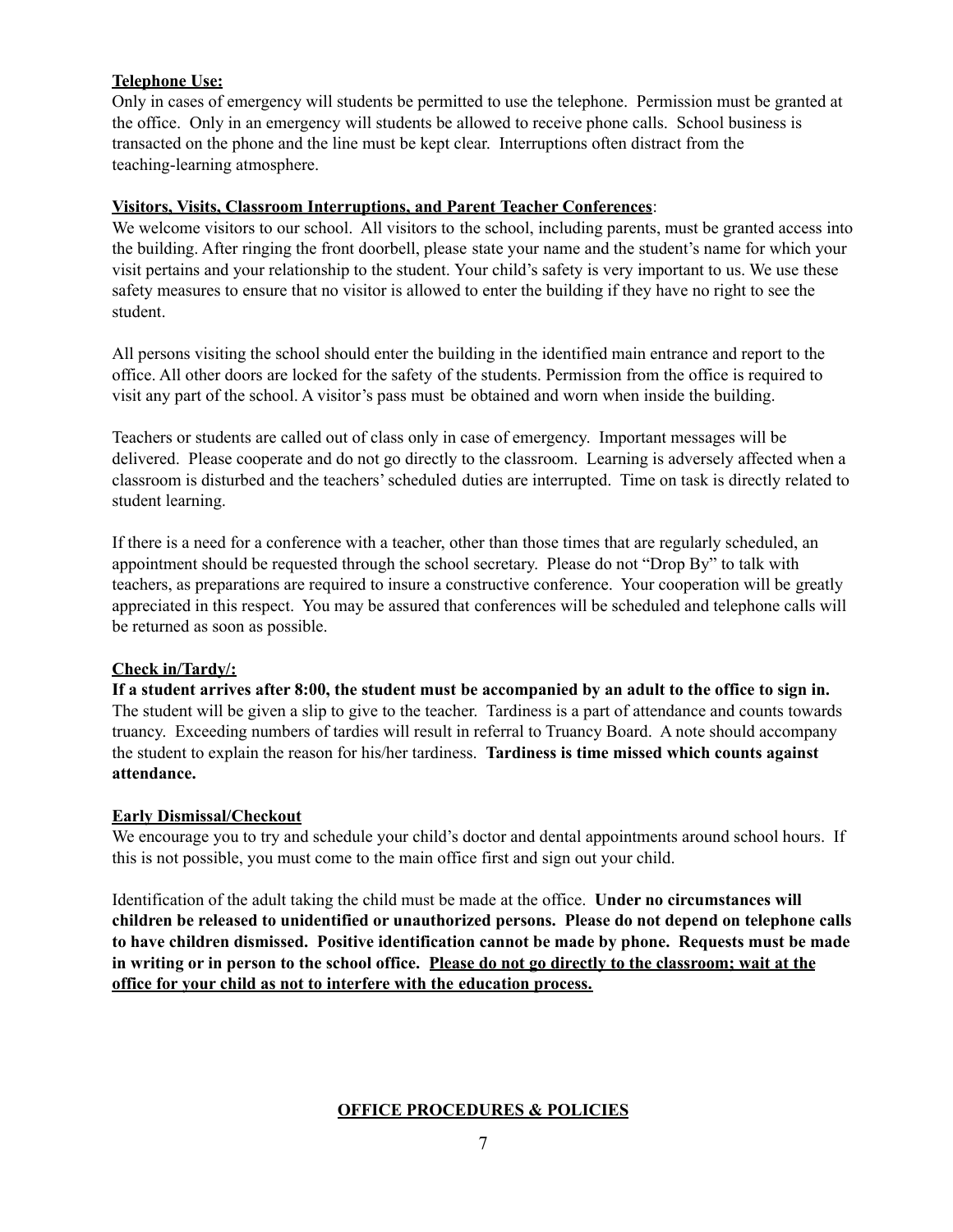**Telephone Use:**

Only in cases of emergency will students be permitted to use the telephone. Permission must be granted at the office. Only in an emergency will students be allowed to receive phone calls. School business is transacted on the phone and the line must be kept clear. Interruptions often distract from the teaching-learning atmosphere.

**Visitors, Visits, Classroom Interruptions, and Parent Teacher Conferences**:

We welcome visitors to our school. All visitors to the school, including parents, must be granted access into the building. After ringing the front doorbell, please state your name and the student's name for which your visit pertains and your relationship to the student. Your child's safety is very important to us. We use these safety measures to ensure that no visitor is allowed to enter the building if they have no right to see the student.

All persons visiting the school should enter the building in the identified main entrance and report to the office. All other doors are locked for the safety of the students. Permission from the office is required to visit any part of the school. A visitor's pass must be obtained and worn when inside the building.

Teachers or students are called out of class only in case of emergency. Important messages will be delivered. Please cooperate and do not go directly to the classroom. Learning is adversely affected when a classroom is disturbed and the teachers' scheduled duties are interrupted. Time on task is directly related to student learning.

If there is a need for a conference with a teacher, other than those times that are regularly scheduled, an appointment should be requested through the school secretary. Please do not "Drop By" to talk with teachers, as preparations are required to insure a constructive conference. Your cooperation will be greatly appreciated in this respect. You may be assured that conferences will be scheduled and telephone calls will be returned as soon as possible.

**Check in/Tardy/:**

**If a student arrives after 8:00, the student must be accompanied by an adult to the office to sign in.** The student will be given a slip to give to the teacher. Tardiness is a part of attendance and counts towards truancy. Exceeding numbers of tardies will result in referral to Truancy Board. A note should accompany the student to explain the reason for his/her tardiness. **Tardiness is time missed which counts against attendance.**

**Early Dismissal/Checkout**

We encourage you to try and schedule your child's doctor and dental appointments around school hours. If this is not possible, you must come to the main office first and sign out your child.

Identification of the adult taking the child must be made at the office. **Under no circumstances will children be released to unidentified or unauthorized persons. Please do not depend on telephone calls to have children dismissed. Positive identification cannot be made by phone. Requests must be made in writing or in person to the school office. Please do not go directly to the classroom; wait at the office for your child as not to interfere with the education process.**

**OFFICE PROCEDURES & POLICIES**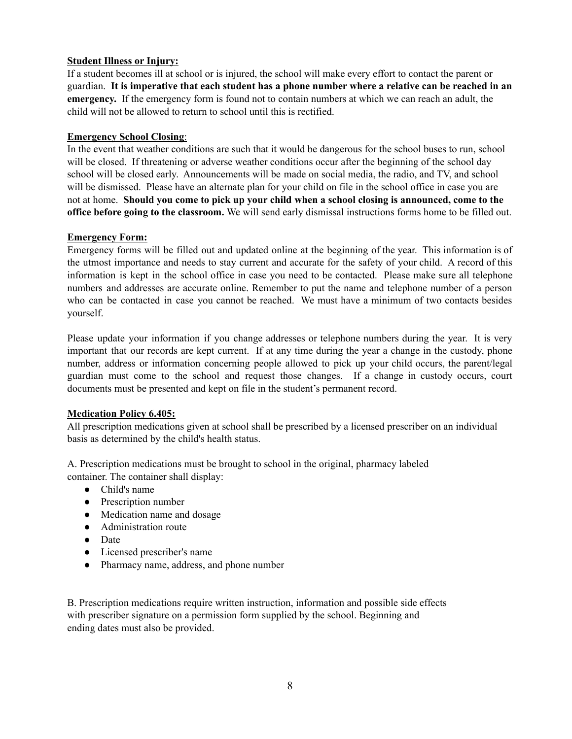**Student Illness or Injury:**

If a student becomes ill at school or is injured, the school will make every effort to contact the parent or guardian. **It is imperative that each student has a phone number where a relative can be reached in an emergency.** If the emergency form is found not to contain numbers at which we can reach an adult, the child will not be allowed to return to school until this is rectified.

**Emergency School Closing:**

In the event that weather conditions are such that it would be dangerous for the school buses to run, school will be closed. If threatening or adverse weather conditions occur after the beginning of the school day school will be closed early. Announcements will be made on social media, the radio, and TV, and school will be dismissed. Please have an alternate plan for your child on file in the school office in case you are not at home. **Should you come to pick up your child when a school closing is announced, come to the office before going to the classroom.** We will send early dismissal instructions forms home to be filled out.

**Emergency Form:**

Emergency forms will be filled out and updated online at the beginning of the year. This information is of the utmost importance and needs to stay current and accurate for the safety of your child. A record of this information is kept in the school office in case you need to be contacted. Please make sure all telephone numbers and addresses are accurate online. Remember to put the name and telephone number of a person who can be contacted in case you cannot be reached. We must have a minimum of two contacts besides yourself.

Please update your information if you change addresses or telephone numbers during the year. It is very important that our records are kept current. If at any time during the year a change in the custody, phone number, address or information concerning people allowed to pick up your child occurs, the parent/legal guardian must come to the school and request those changes. If a change in custody occurs, court documents must be presented and kept on file in the student's permanent record.

**Medication Policy 6.405:**

All prescription medications given at school shall be prescribed by a licensed prescriber on an individual basis as determined by the child's health status.

A. Prescription medications must be brought to school in the original, pharmacy labeled container. The container shall display:

- Child's name
- Prescription number
- Medication name and dosage
- Administration route
- Date
- Licensed prescriber's name
- Pharmacy name, address, and phone number

B. Prescription medications require written instruction, information and possible side effects with prescriber signature on a permission form supplied by the school. Beginning and ending dates must also be provided.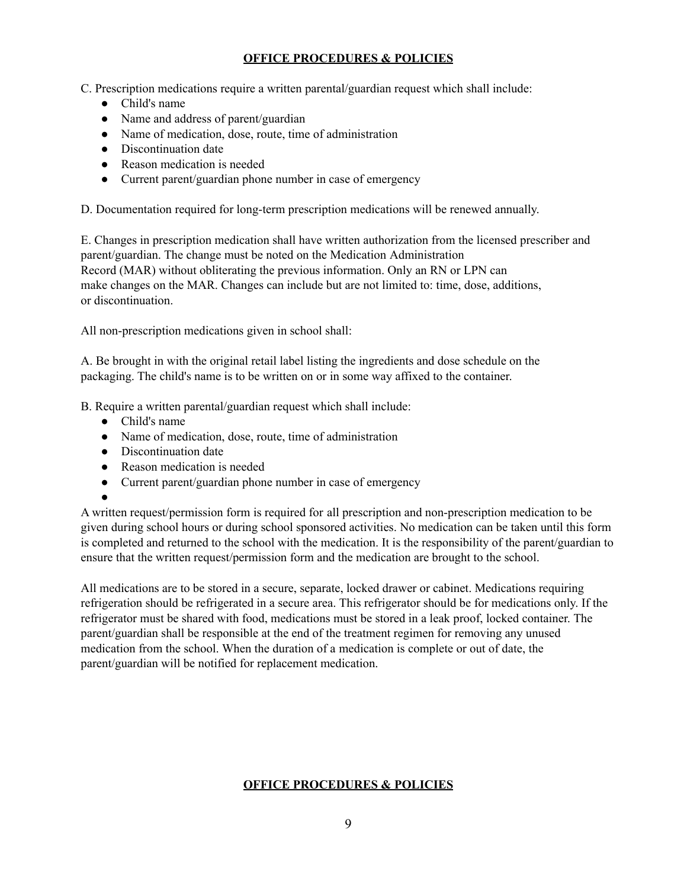C. Prescription medications require a written parental/guardian request which shall include:

- Child's name
- Name and address of parent/guardian
- Name of medication, dose, route, time of administration
- Discontinuation date
- Reason medication is needed
- Current parent/guardian phone number in case of emergency

D. Documentation required for long-term prescription medications will be renewed annually.

E. Changes in prescription medication shall have written authorization from the licensed prescriber and parent/guardian. The change must be noted on the Medication Administration Record (MAR) without obliterating the previous information. Only an RN or LPN can make changes on the MAR. Changes can include but are not limited to: time, dose, additions, or discontinuation.

All non-prescription medications given in school shall:

A. Be brought in with the original retail label listing the ingredients and dose schedule on the packaging. The child's name is to be written on or in some way affixed to the container.

B. Require a written parental/guardian request which shall include:

- Child's name
- Name of medication, dose, route, time of administration
- Discontinuation date
- Reason medication is needed
- Current parent/guardian phone number in case of emergency

A written request/permission form is required for all prescription and non-prescription medication to be given during school hours or during school sponsored activities. No medication can be taken until this form is completed and returned to the school with the medication. It is the responsibility of the parent/guardian to ensure that the written request/permission form and the medication are brought to the school.

All medications are to be stored in a secure, separate, locked drawer or cabinet. Medications requiring refrigeration should be refrigerated in a secure area. This refrigerator should be for medications only. If the refrigerator must be shared with food, medications must be stored in a leak proof, locked container. The parent/guardian shall be responsible at the end of the treatment regimen for removing any unused medication from the school. When the duration of a medication is complete or out of date, the parent/guardian will be notified for replacement medication.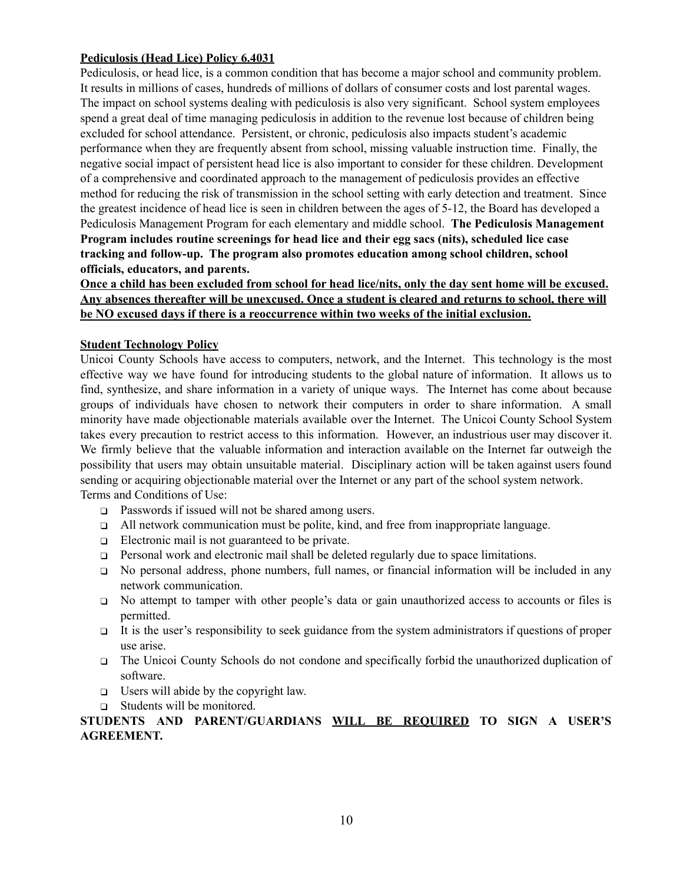**Pediculosis (Head Lice) Policy 6.4031**

Pediculosis, or head lice, is a common condition that has become a major school and community problem. It results in millions of cases, hundreds of millions of dollars of consumer costs and lost parental wages. The impact on school systems dealing with pediculosis is also very significant. School system employees spend a great deal of time managing pediculosis in addition to the revenue lost because of children being excluded for school attendance. Persistent, or chronic, pediculosis also impacts student's academic performance when they are frequently absent from school, missing valuable instruction time. Finally, the negative social impact of persistent head lice is also important to consider for these children. Development of a comprehensive and coordinated approach to the management of pediculosis provides an effective method for reducing the risk of transmission in the school setting with early detection and treatment. Since the greatest incidence of head lice is seen in children between the ages of 5-12, the Board has developed a Pediculosis Management Program for each elementary and middle school. **The Pediculosis Management Program includes routine screenings for head lice and their egg sacs (nits), scheduled lice case tracking and follow-up. The program also promotes education among school children, school officials, educators, and parents.**

**Once a child has been excluded from school for head lice/nits, only the day sent home will be excused. Any absences thereafter will be unexcused. Once a student is cleared and returns to school, there will be NO excused days if there is a reoccurrence within two weeks of the initial exclusion.**

**Student Technology Policy**

Unicoi County Schools have access to computers, network, and the Internet. This technology is the most effective way we have found for introducing students to the global nature of information. It allows us to find, synthesize, and share information in a variety of unique ways. The Internet has come about because groups of individuals have chosen to network their computers in order to share information. A small minority have made objectionable materials available over the Internet. The Unicoi County School System takes every precaution to restrict access to this information. However, an industrious user may discover it. We firmly believe that the valuable information and interaction available on the Internet far outweigh the possibility that users may obtain unsuitable material. Disciplinary action will be taken against users found sending or acquiring objectionable material over the Internet or any part of the school system network.

Terms and Conditions of Use:

- Passwords if issued will not be shared among users.
- All network communication must be polite, kind, and free from inappropriate language.
- Electronic mail is not guaranteed to be private.
- Personal work and electronic mail shall be deleted regularly due to space limitations.
- No personal address, phone numbers, full names, or financial information will be included in any network communication.
- No attempt to tamper with other people's data or gain unauthorized access to accounts or files is permitted.
- It is the user's responsibility to seek guidance from the system administrators if questions of proper use arise.
- The Unicoi County Schools do not condone and specifically forbid the unauthorized duplication of software.
- Users will abide by the copyright law.
- Students will be monitored.

**STUDENTS AND PARENT/GUARDIANS WILL BE REQUIRED TO SIGN A USER'S AGREEMENT.**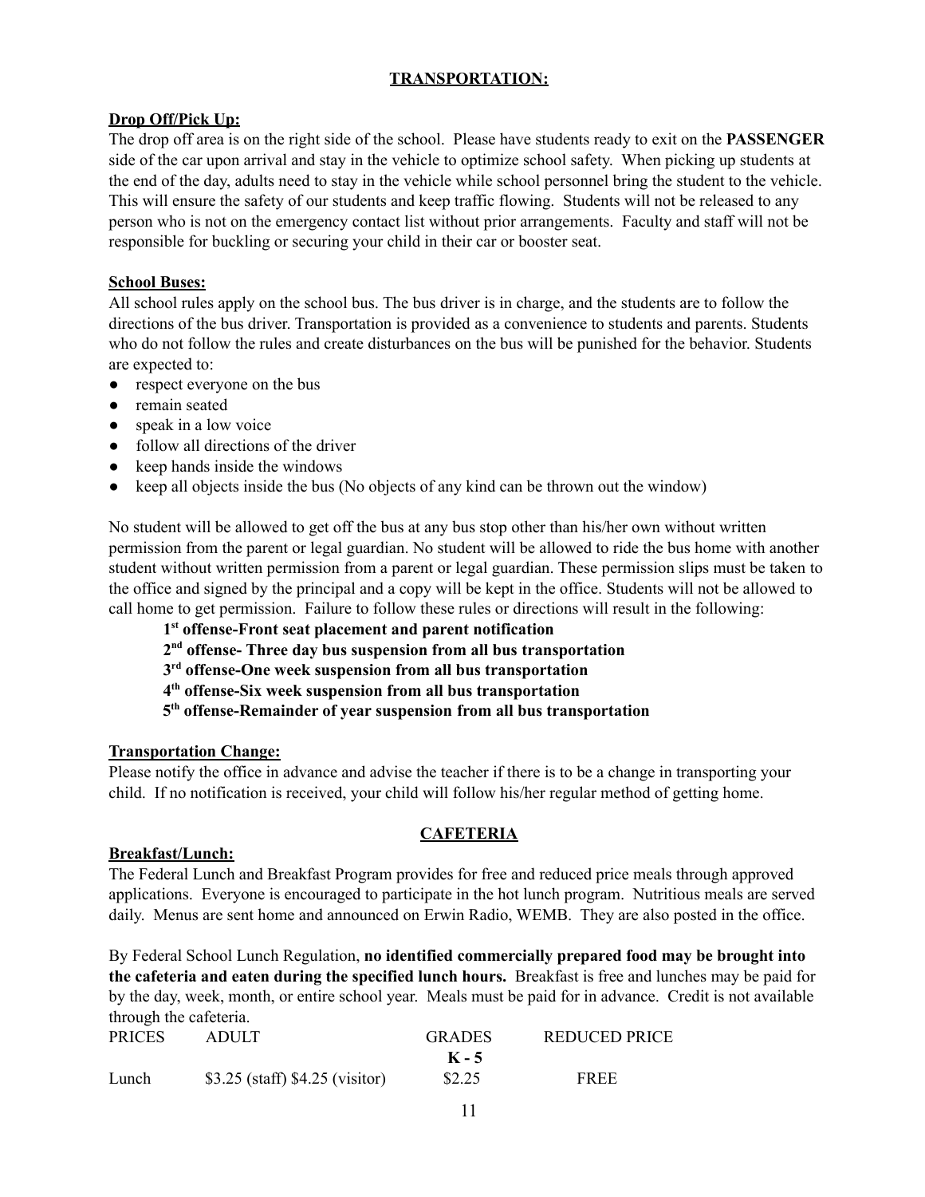## TRANSPORTATION:

### Drop Off/Pick Up:

The drop off area is on the right side of the school. Please have students ready to exit on the **PASSENGER** side of the car upon arrival and stay in the vehicle to optimize school safety. When picking up students at the end of the day, adults need to stay in the vehicle while school personnel bring the student to the vehicle. This will ensure the safety of our students and keep traffic flowing. Students will not be released to any person who is not on the emergency contact list without prior arrangements. Faculty and staff will not be responsible for buckling or securing your child in their car or booster seat.

### School Buses:

All school rules apply on the school bus. The bus driver is in charge, and the students are to follow the directions of the bus driver. Transportation is provided as a convenience to students and parents. Students who do not follow the rules and create disturbances on the bus will be punished for the behavior. Students are expected to:

- respect everyone on the bus
- remain seated
- speak in a low voice
- follow all directions of the driver
- keep hands inside the windows
- keep all objects inside the bus (No objects of any kind can be thrown out the window)

No student will be allowed to get off the bus at any bus stop other than his/her own without written permission from the parent or legal guardian. No student will be allowed to ride the bus home with another student without written permission from a parent or legal guardian. These permission slips must be taken to the office and signed by the principal and a copy will be kept in the office. Students will not be allowed to call home to get permission. Failure to follow these rules or directions will result in the following:

**1st offense-Front seat placement and parent notification**
**2nd offense- Three day bus suspension from all bus transportation**
**3rd offense-One week suspension from all bus transportation**
**4th offense-Six week suspension from all bus transportation**
**5th offense-Remainder of year suspension from all bus transportation**

### Transportation Change:

Please notify the office in advance and advise the teacher if there is to be a change in transporting your child. If no notification is received, your child will follow his/her regular method of getting home.

## CAFETERIA

### Breakfast/Lunch:

The Federal Lunch and Breakfast Program provides for free and reduced price meals through approved applications. Everyone is encouraged to participate in the hot lunch program. Nutritious meals are served daily. Menus are sent home and announced on Erwin Radio, WEMB. They are also posted in the office.

By Federal School Lunch Regulation, **no identified commercially prepared food may be brought into the cafeteria and eaten during the specified lunch hours.** Breakfast is free and lunches may be paid for by the day, week, month, or entire school year. Meals must be paid for in advance. Credit is not available through the cafeteria.

| PRICES | ADULT | GRADES **K - 5** | REDUCED PRICE |
|---|---|---|---|
| Lunch | \$3.25 (staff) \$4.25 (visitor) | \$2.25 | FREE |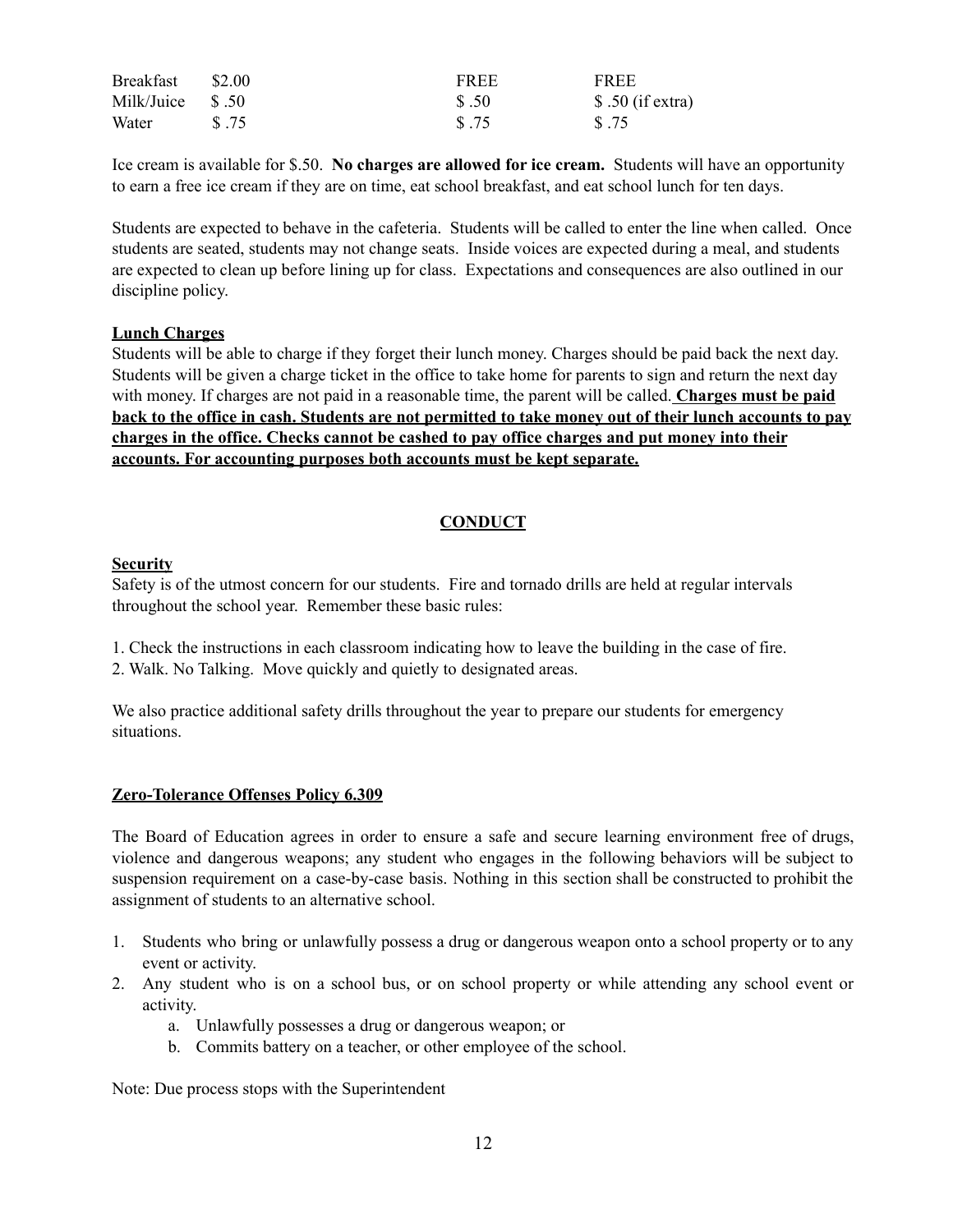| | | | |
|---|---|---|---|
| Breakfast | $2.00 | FREE | FREE |
| Milk/Juice | $ .50 | $ .50 | $ .50 (if extra) |
| Water | $ .75 | $ .75 | $ .75 |

Ice cream is available for $.50. **No charges are allowed for ice cream.** Students will have an opportunity to earn a free ice cream if they are on time, eat school breakfast, and eat school lunch for ten days.

Students are expected to behave in the cafeteria. Students will be called to enter the line when called. Once students are seated, students may not change seats. Inside voices are expected during a meal, and students are expected to clean up before lining up for class. Expectations and consequences are also outlined in our discipline policy.

**Lunch Charges**

Students will be able to charge if they forget their lunch money. Charges should be paid back the next day. Students will be given a charge ticket in the office to take home for parents to sign and return the next day with money. If charges are not paid in a reasonable time, the parent will be called. **Charges must be paid back to the office in cash. Students are not permitted to take money out of their lunch accounts to pay charges in the office. Checks cannot be cashed to pay office charges and put money into their accounts. For accounting purposes both accounts must be kept separate.**

## CONDUCT

**Security**

Safety is of the utmost concern for our students. Fire and tornado drills are held at regular intervals throughout the school year. Remember these basic rules:

1. Check the instructions in each classroom indicating how to leave the building in the case of fire.
2. Walk. No Talking. Move quickly and quietly to designated areas.

We also practice additional safety drills throughout the year to prepare our students for emergency situations.

**Zero-Tolerance Offenses Policy 6.309**

The Board of Education agrees in order to ensure a safe and secure learning environment free of drugs, violence and dangerous weapons; any student who engages in the following behaviors will be subject to suspension requirement on a case-by-case basis. Nothing in this section shall be constructed to prohibit the assignment of students to an alternative school.

1. Students who bring or unlawfully possess a drug or dangerous weapon onto a school property or to any event or activity.
2. Any student who is on a school bus, or on school property or while attending any school event or activity.
   a. Unlawfully possesses a drug or dangerous weapon; or
   b. Commits battery on a teacher, or other employee of the school.

Note: Due process stops with the Superintendent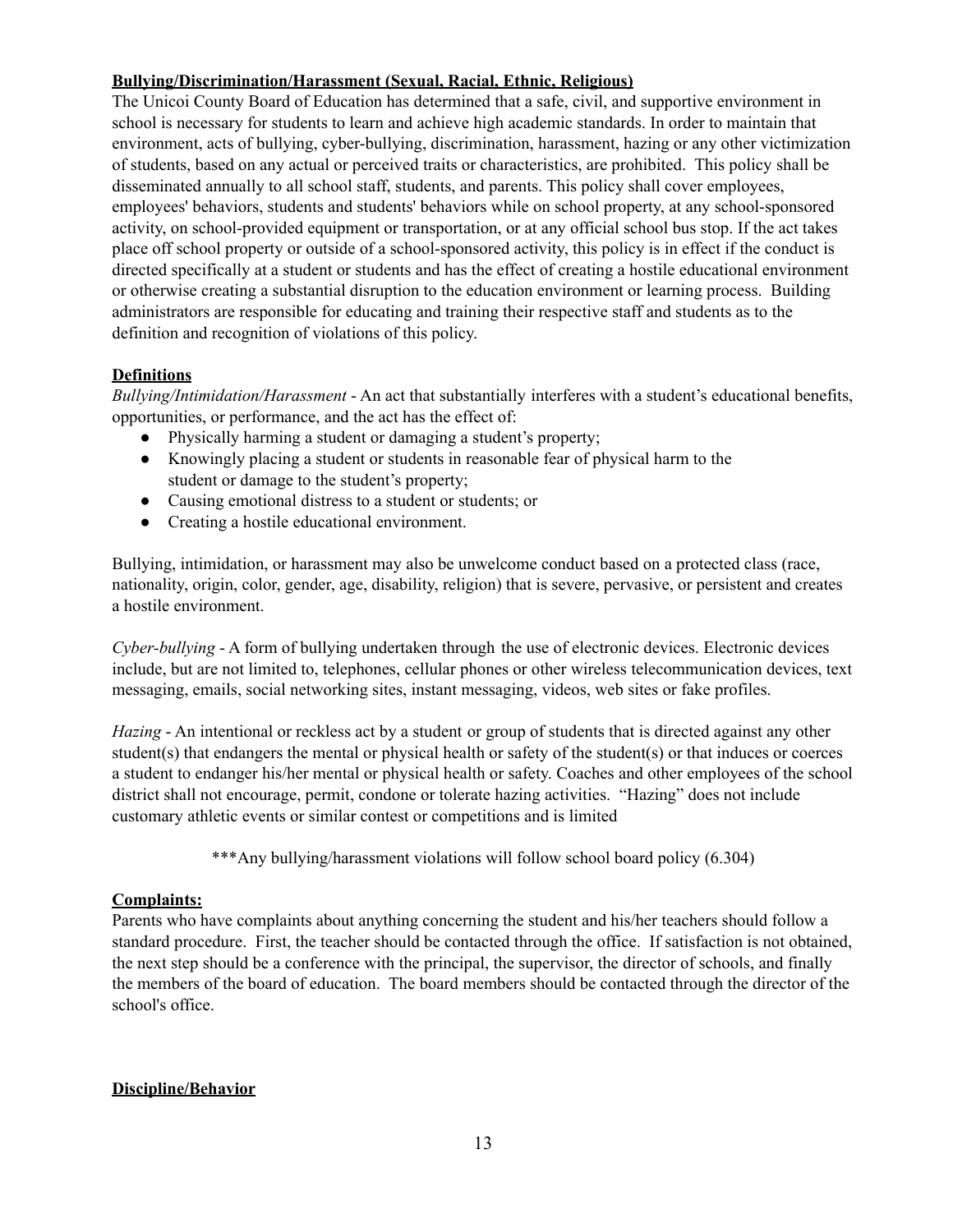**Bullying/Discrimination/Harassment (Sexual, Racial, Ethnic, Religious)**

The Unicoi County Board of Education has determined that a safe, civil, and supportive environment in school is necessary for students to learn and achieve high academic standards. In order to maintain that environment, acts of bullying, cyber-bullying, discrimination, harassment, hazing or any other victimization of students, based on any actual or perceived traits or characteristics, are prohibited. This policy shall be disseminated annually to all school staff, students, and parents. This policy shall cover employees, employees' behaviors, students and students' behaviors while on school property, at any school-sponsored activity, on school-provided equipment or transportation, or at any official school bus stop. If the act takes place off school property or outside of a school-sponsored activity, this policy is in effect if the conduct is directed specifically at a student or students and has the effect of creating a hostile educational environment or otherwise creating a substantial disruption to the education environment or learning process. Building administrators are responsible for educating and training their respective staff and students as to the definition and recognition of violations of this policy.

**Definitions**

*Bullying/Intimidation/Harassment* - An act that substantially interferes with a student's educational benefits, opportunities, or performance, and the act has the effect of:

- Physically harming a student or damaging a student's property;
- Knowingly placing a student or students in reasonable fear of physical harm to the student or damage to the student's property;
- Causing emotional distress to a student or students; or
- Creating a hostile educational environment.

Bullying, intimidation, or harassment may also be unwelcome conduct based on a protected class (race, nationality, origin, color, gender, age, disability, religion) that is severe, pervasive, or persistent and creates a hostile environment.

*Cyber-bullying* - A form of bullying undertaken through the use of electronic devices. Electronic devices include, but are not limited to, telephones, cellular phones or other wireless telecommunication devices, text messaging, emails, social networking sites, instant messaging, videos, web sites or fake profiles.

*Hazing* - An intentional or reckless act by a student or group of students that is directed against any other student(s) that endangers the mental or physical health or safety of the student(s) or that induces or coerces a student to endanger his/her mental or physical health or safety. Coaches and other employees of the school district shall not encourage, permit, condone or tolerate hazing activities. "Hazing" does not include customary athletic events or similar contest or competitions and is limited

***Any bullying/harassment violations will follow school board policy (6.304)

**Complaints:**

Parents who have complaints about anything concerning the student and his/her teachers should follow a standard procedure. First, the teacher should be contacted through the office. If satisfaction is not obtained, the next step should be a conference with the principal, the supervisor, the director of schools, and finally the members of the board of education. The board members should be contacted through the director of the school's office.

**Discipline/Behavior**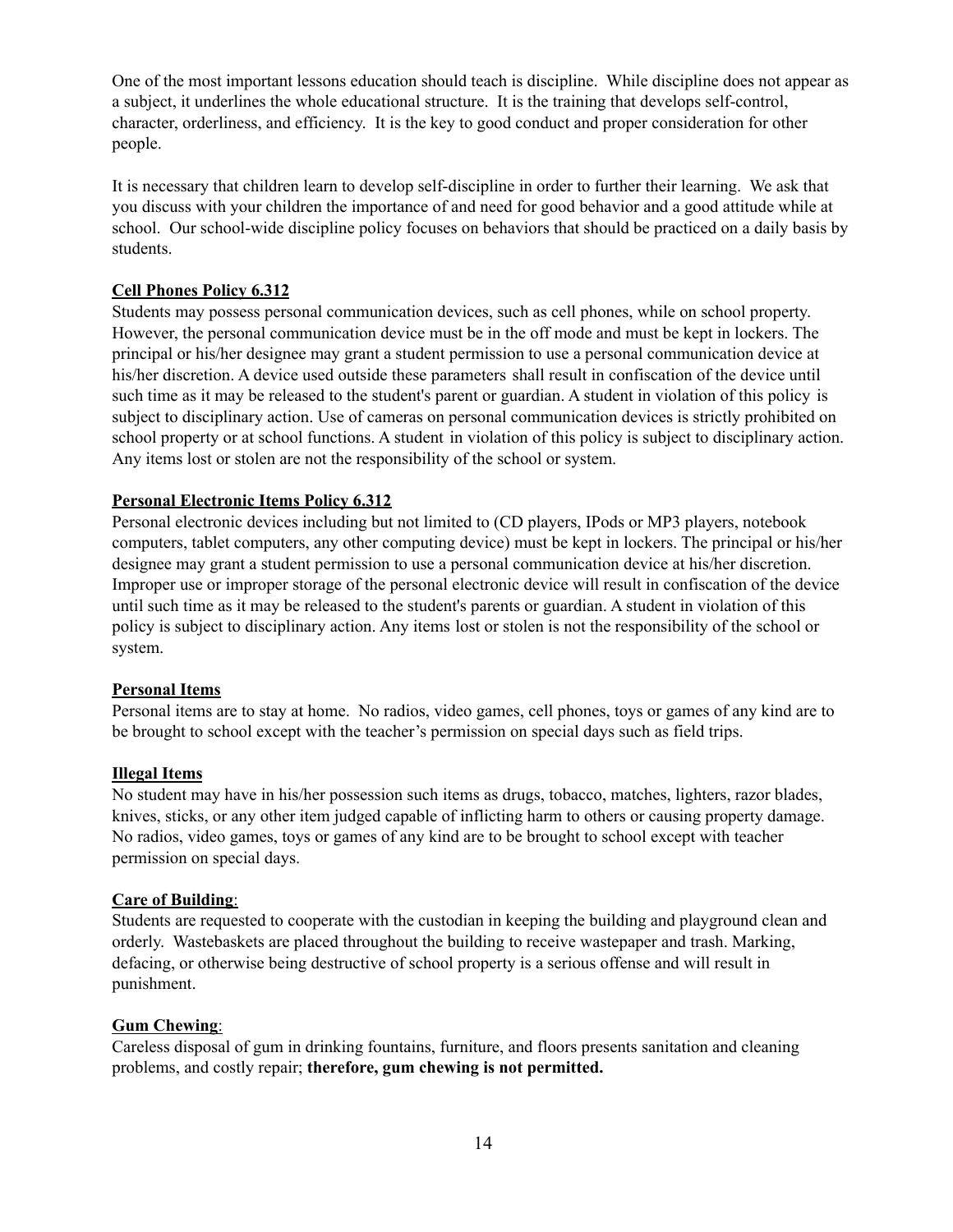One of the most important lessons education should teach is discipline. While discipline does not appear as a subject, it underlines the whole educational structure. It is the training that develops self-control, character, orderliness, and efficiency. It is the key to good conduct and proper consideration for other people.

It is necessary that children learn to develop self-discipline in order to further their learning. We ask that you discuss with your children the importance of and need for good behavior and a good attitude while at school. Our school-wide discipline policy focuses on behaviors that should be practiced on a daily basis by students.

**Cell Phones Policy 6.312**

Students may possess personal communication devices, such as cell phones, while on school property. However, the personal communication device must be in the off mode and must be kept in lockers. The principal or his/her designee may grant a student permission to use a personal communication device at his/her discretion. A device used outside these parameters shall result in confiscation of the device until such time as it may be released to the student's parent or guardian. A student in violation of this policy is subject to disciplinary action. Use of cameras on personal communication devices is strictly prohibited on school property or at school functions. A student in violation of this policy is subject to disciplinary action. Any items lost or stolen are not the responsibility of the school or system.

**Personal Electronic Items Policy 6.312**

Personal electronic devices including but not limited to (CD players, IPods or MP3 players, notebook computers, tablet computers, any other computing device) must be kept in lockers. The principal or his/her designee may grant a student permission to use a personal communication device at his/her discretion. Improper use or improper storage of the personal electronic device will result in confiscation of the device until such time as it may be released to the student's parents or guardian. A student in violation of this policy is subject to disciplinary action. Any items lost or stolen is not the responsibility of the school or system.

**Personal Items**

Personal items are to stay at home. No radios, video games, cell phones, toys or games of any kind are to be brought to school except with the teacher's permission on special days such as field trips.

**Illegal Items**

No student may have in his/her possession such items as drugs, tobacco, matches, lighters, razor blades, knives, sticks, or any other item judged capable of inflicting harm to others or causing property damage. No radios, video games, toys or games of any kind are to be brought to school except with teacher permission on special days.

**Care of Building**:

Students are requested to cooperate with the custodian in keeping the building and playground clean and orderly. Wastebaskets are placed throughout the building to receive wastepaper and trash. Marking, defacing, or otherwise being destructive of school property is a serious offense and will result in punishment.

**Gum Chewing**:

Careless disposal of gum in drinking fountains, furniture, and floors presents sanitation and cleaning problems, and costly repair; **therefore, gum chewing is not permitted.**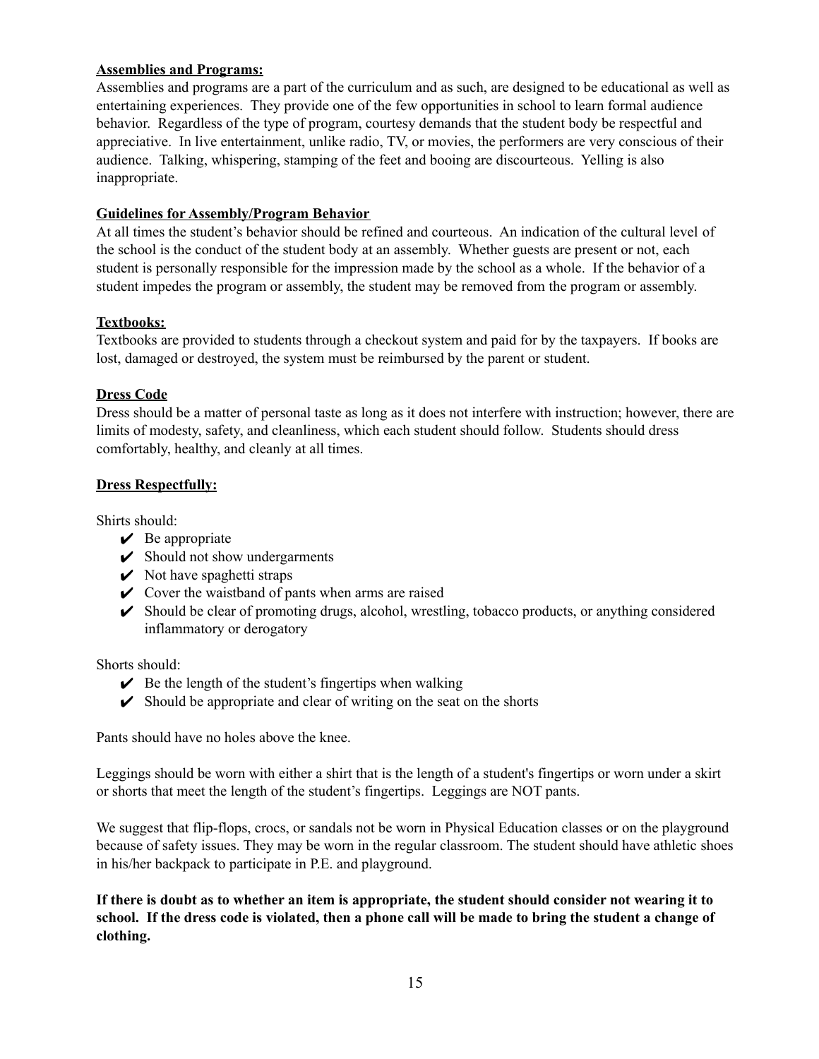**Assemblies and Programs:**

Assemblies and programs are a part of the curriculum and as such, are designed to be educational as well as entertaining experiences. They provide one of the few opportunities in school to learn formal audience behavior. Regardless of the type of program, courtesy demands that the student body be respectful and appreciative. In live entertainment, unlike radio, TV, or movies, the performers are very conscious of their audience. Talking, whispering, stamping of the feet and booing are discourteous. Yelling is also inappropriate.

**Guidelines for Assembly/Program Behavior**

At all times the student's behavior should be refined and courteous. An indication of the cultural level of the school is the conduct of the student body at an assembly. Whether guests are present or not, each student is personally responsible for the impression made by the school as a whole. If the behavior of a student impedes the program or assembly, the student may be removed from the program or assembly.

**Textbooks:**

Textbooks are provided to students through a checkout system and paid for by the taxpayers. If books are lost, damaged or destroyed, the system must be reimbursed by the parent or student.

**Dress Code**

Dress should be a matter of personal taste as long as it does not interfere with instruction; however, there are limits of modesty, safety, and cleanliness, which each student should follow. Students should dress comfortably, healthy, and cleanly at all times.

**Dress Respectfully:**

Shirts should:

- ✔ Be appropriate
- ✔ Should not show undergarments
- ✔ Not have spaghetti straps
- ✔ Cover the waistband of pants when arms are raised
- ✔ Should be clear of promoting drugs, alcohol, wrestling, tobacco products, or anything considered inflammatory or derogatory

Shorts should:

- ✔ Be the length of the student's fingertips when walking
- ✔ Should be appropriate and clear of writing on the seat on the shorts

Pants should have no holes above the knee.

Leggings should be worn with either a shirt that is the length of a student's fingertips or worn under a skirt or shorts that meet the length of the student's fingertips. Leggings are NOT pants.

We suggest that flip-flops, crocs, or sandals not be worn in Physical Education classes or on the playground because of safety issues. They may be worn in the regular classroom. The student should have athletic shoes in his/her backpack to participate in P.E. and playground.

**If there is doubt as to whether an item is appropriate, the student should consider not wearing it to school. If the dress code is violated, then a phone call will be made to bring the student a change of clothing.**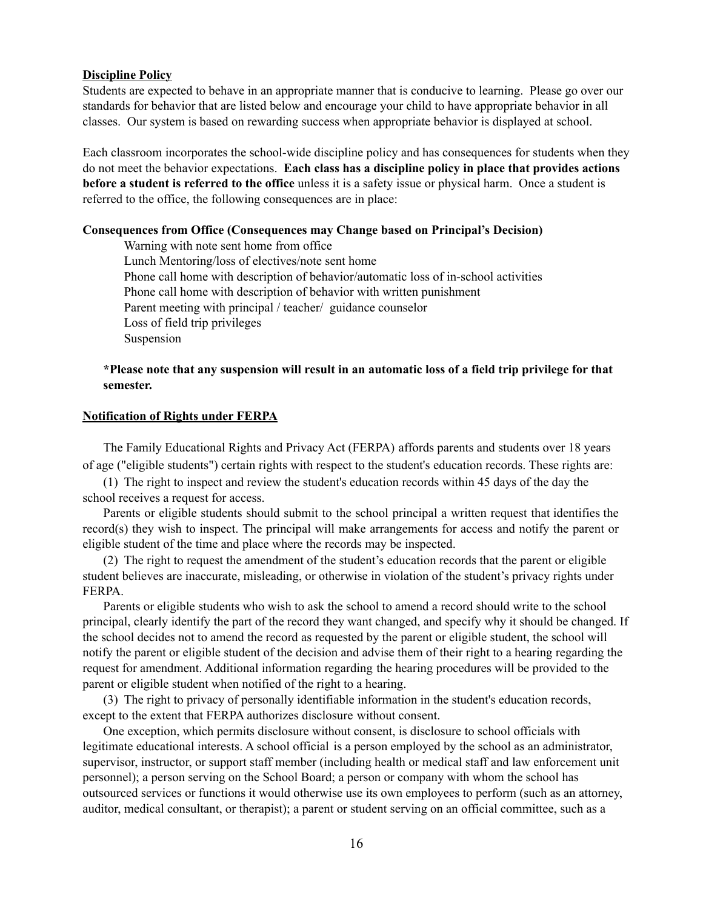**Discipline Policy**

Students are expected to behave in an appropriate manner that is conducive to learning. Please go over our standards for behavior that are listed below and encourage your child to have appropriate behavior in all classes. Our system is based on rewarding success when appropriate behavior is displayed at school.

Each classroom incorporates the school-wide discipline policy and has consequences for students when they do not meet the behavior expectations. **Each class has a discipline policy in place that provides actions before a student is referred to the office** unless it is a safety issue or physical harm. Once a student is referred to the office, the following consequences are in place:

**Consequences from Office (Consequences may Change based on Principal's Decision)**

Warning with note sent home from office
Lunch Mentoring/loss of electives/note sent home
Phone call home with description of behavior/automatic loss of in-school activities
Phone call home with description of behavior with written punishment
Parent meeting with principal / teacher/ guidance counselor
Loss of field trip privileges
Suspension

**\*Please note that any suspension will result in an automatic loss of a field trip privilege for that semester.**

**Notification of Rights under FERPA**

The Family Educational Rights and Privacy Act (FERPA) affords parents and students over 18 years of age ("eligible students") certain rights with respect to the student's education records. These rights are:

(1) The right to inspect and review the student's education records within 45 days of the day the school receives a request for access.

Parents or eligible students should submit to the school principal a written request that identifies the record(s) they wish to inspect. The principal will make arrangements for access and notify the parent or eligible student of the time and place where the records may be inspected.

(2) The right to request the amendment of the student's education records that the parent or eligible student believes are inaccurate, misleading, or otherwise in violation of the student's privacy rights under FERPA.

Parents or eligible students who wish to ask the school to amend a record should write to the school principal, clearly identify the part of the record they want changed, and specify why it should be changed. If the school decides not to amend the record as requested by the parent or eligible student, the school will notify the parent or eligible student of the decision and advise them of their right to a hearing regarding the request for amendment. Additional information regarding the hearing procedures will be provided to the parent or eligible student when notified of the right to a hearing.

(3) The right to privacy of personally identifiable information in the student's education records, except to the extent that FERPA authorizes disclosure without consent.

One exception, which permits disclosure without consent, is disclosure to school officials with legitimate educational interests. A school official is a person employed by the school as an administrator, supervisor, instructor, or support staff member (including health or medical staff and law enforcement unit personnel); a person serving on the School Board; a person or company with whom the school has outsourced services or functions it would otherwise use its own employees to perform (such as an attorney, auditor, medical consultant, or therapist); a parent or student serving on an official committee, such as a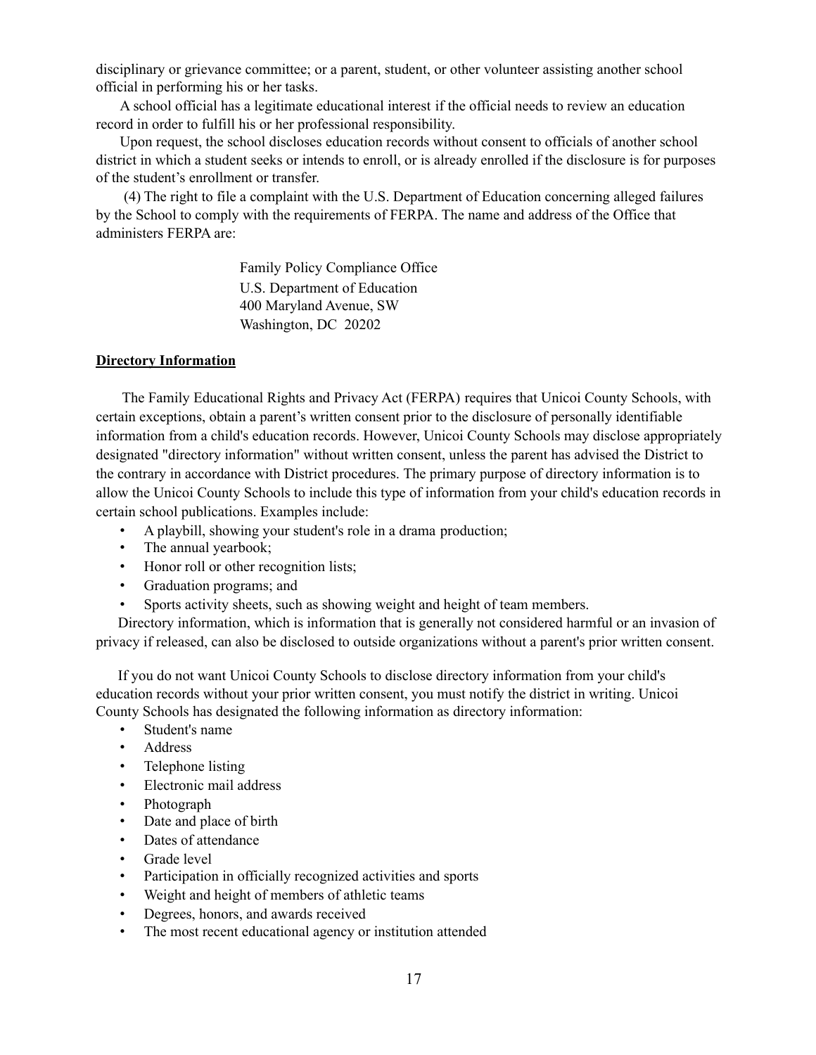disciplinary or grievance committee; or a parent, student, or other volunteer assisting another school official in performing his or her tasks.

A school official has a legitimate educational interest if the official needs to review an education record in order to fulfill his or her professional responsibility.

Upon request, the school discloses education records without consent to officials of another school district in which a student seeks or intends to enroll, or is already enrolled if the disclosure is for purposes of the student's enrollment or transfer.

(4) The right to file a complaint with the U.S. Department of Education concerning alleged failures by the School to comply with the requirements of FERPA. The name and address of the Office that administers FERPA are:

Family Policy Compliance Office  
U.S. Department of Education  
400 Maryland Avenue, SW  
Washington, DC 20202

**Directory Information**

The Family Educational Rights and Privacy Act (FERPA) requires that Unicoi County Schools, with certain exceptions, obtain a parent's written consent prior to the disclosure of personally identifiable information from a child's education records. However, Unicoi County Schools may disclose appropriately designated "directory information" without written consent, unless the parent has advised the District to the contrary in accordance with District procedures. The primary purpose of directory information is to allow the Unicoi County Schools to include this type of information from your child's education records in certain school publications. Examples include:

- A playbill, showing your student's role in a drama production;
- The annual yearbook;
- Honor roll or other recognition lists;
- Graduation programs; and
- Sports activity sheets, such as showing weight and height of team members.

Directory information, which is information that is generally not considered harmful or an invasion of privacy if released, can also be disclosed to outside organizations without a parent's prior written consent.

If you do not want Unicoi County Schools to disclose directory information from your child's education records without your prior written consent, you must notify the district in writing. Unicoi County Schools has designated the following information as directory information:

- Student's name
- Address
- Telephone listing
- Electronic mail address
- Photograph
- Date and place of birth
- Dates of attendance
- Grade level
- Participation in officially recognized activities and sports
- Weight and height of members of athletic teams
- Degrees, honors, and awards received
- The most recent educational agency or institution attended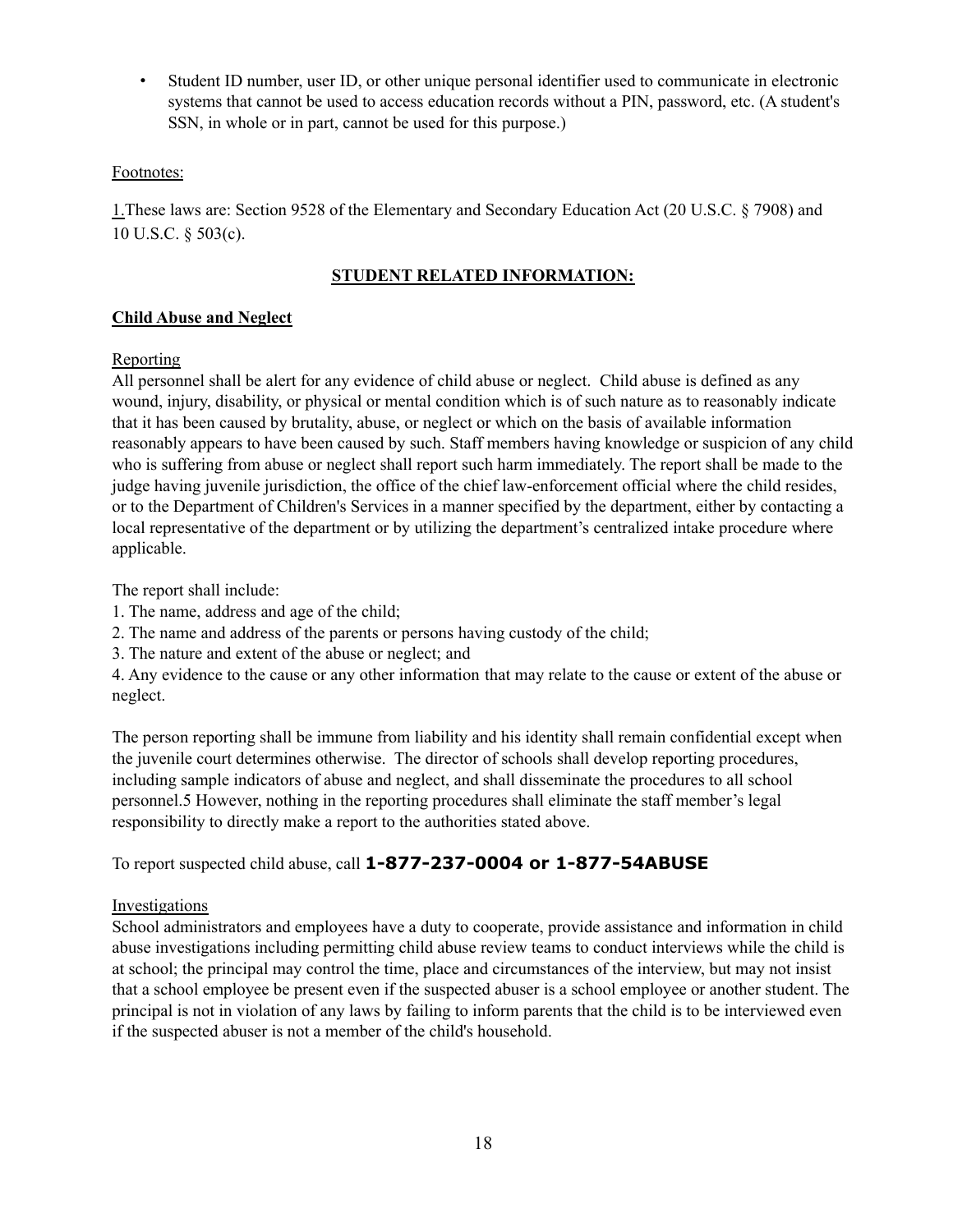- Student ID number, user ID, or other unique personal identifier used to communicate in electronic systems that cannot be used to access education records without a PIN, password, etc. (A student's SSN, in whole or in part, cannot be used for this purpose.)

Footnotes:

1.These laws are: Section 9528 of the Elementary and Secondary Education Act (20 U.S.C. § 7908) and 10 U.S.C. § 503(c).

## STUDENT RELATED INFORMATION:

### Child Abuse and Neglect

Reporting

All personnel shall be alert for any evidence of child abuse or neglect. Child abuse is defined as any wound, injury, disability, or physical or mental condition which is of such nature as to reasonably indicate that it has been caused by brutality, abuse, or neglect or which on the basis of available information reasonably appears to have been caused by such. Staff members having knowledge or suspicion of any child who is suffering from abuse or neglect shall report such harm immediately. The report shall be made to the judge having juvenile jurisdiction, the office of the chief law-enforcement official where the child resides, or to the Department of Children's Services in a manner specified by the department, either by contacting a local representative of the department or by utilizing the department's centralized intake procedure where applicable.

The report shall include:

1. The name, address and age of the child;
2. The name and address of the parents or persons having custody of the child;
3. The nature and extent of the abuse or neglect; and
4. Any evidence to the cause or any other information that may relate to the cause or extent of the abuse or neglect.

The person reporting shall be immune from liability and his identity shall remain confidential except when the juvenile court determines otherwise. The director of schools shall develop reporting procedures, including sample indicators of abuse and neglect, and shall disseminate the procedures to all school personnel.5 However, nothing in the reporting procedures shall eliminate the staff member's legal responsibility to directly make a report to the authorities stated above.

To report suspected child abuse, call **1-877-237-0004 or 1-877-54ABUSE**

Investigations

School administrators and employees have a duty to cooperate, provide assistance and information in child abuse investigations including permitting child abuse review teams to conduct interviews while the child is at school; the principal may control the time, place and circumstances of the interview, but may not insist that a school employee be present even if the suspected abuser is a school employee or another student. The principal is not in violation of any laws by failing to inform parents that the child is to be interviewed even if the suspected abuser is not a member of the child's household.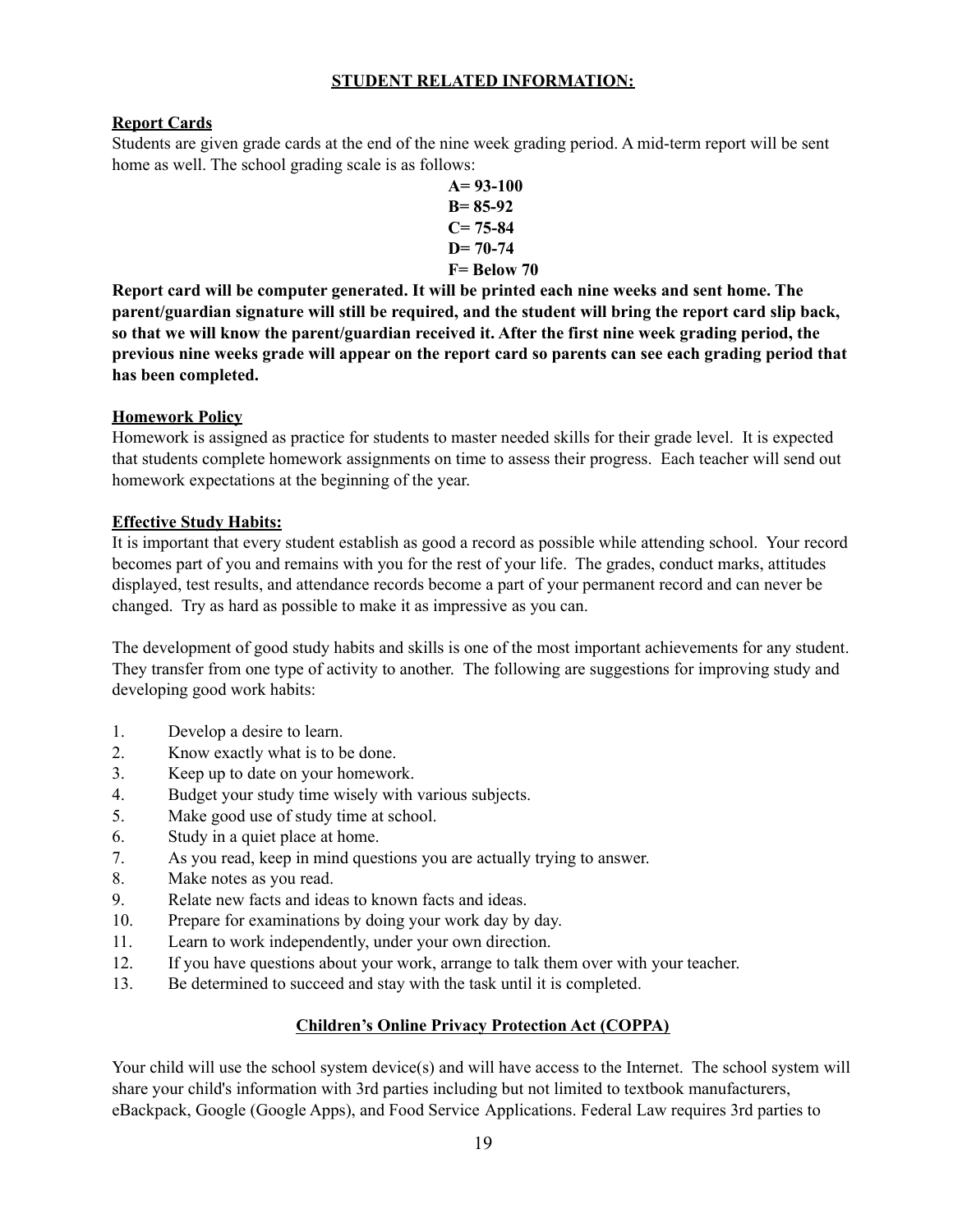## STUDENT RELATED INFORMATION:

### Report Cards

Students are given grade cards at the end of the nine week grading period. A mid-term report will be sent home as well. The school grading scale is as follows:

**A= 93-100**
**B= 85-92**
**C= 75-84**
**D= 70-74**
**F= Below 70**

**Report card will be computer generated. It will be printed each nine weeks and sent home. The parent/guardian signature will still be required, and the student will bring the report card slip back, so that we will know the parent/guardian received it. After the first nine week grading period, the previous nine weeks grade will appear on the report card so parents can see each grading period that has been completed.**

### Homework Policy

Homework is assigned as practice for students to master needed skills for their grade level. It is expected that students complete homework assignments on time to assess their progress. Each teacher will send out homework expectations at the beginning of the year.

### Effective Study Habits:

It is important that every student establish as good a record as possible while attending school. Your record becomes part of you and remains with you for the rest of your life. The grades, conduct marks, attitudes displayed, test results, and attendance records become a part of your permanent record and can never be changed. Try as hard as possible to make it as impressive as you can.

The development of good study habits and skills is one of the most important achievements for any student. They transfer from one type of activity to another. The following are suggestions for improving study and developing good work habits:

1. Develop a desire to learn.
2. Know exactly what is to be done.
3. Keep up to date on your homework.
4. Budget your study time wisely with various subjects.
5. Make good use of study time at school.
6. Study in a quiet place at home.
7. As you read, keep in mind questions you are actually trying to answer.
8. Make notes as you read.
9. Relate new facts and ideas to known facts and ideas.
10. Prepare for examinations by doing your work day by day.
11. Learn to work independently, under your own direction.
12. If you have questions about your work, arrange to talk them over with your teacher.
13. Be determined to succeed and stay with the task until it is completed.

## Children's Online Privacy Protection Act (COPPA)

Your child will use the school system device(s) and will have access to the Internet. The school system will share your child's information with 3rd parties including but not limited to textbook manufacturers, eBackpack, Google (Google Apps), and Food Service Applications. Federal Law requires 3rd parties to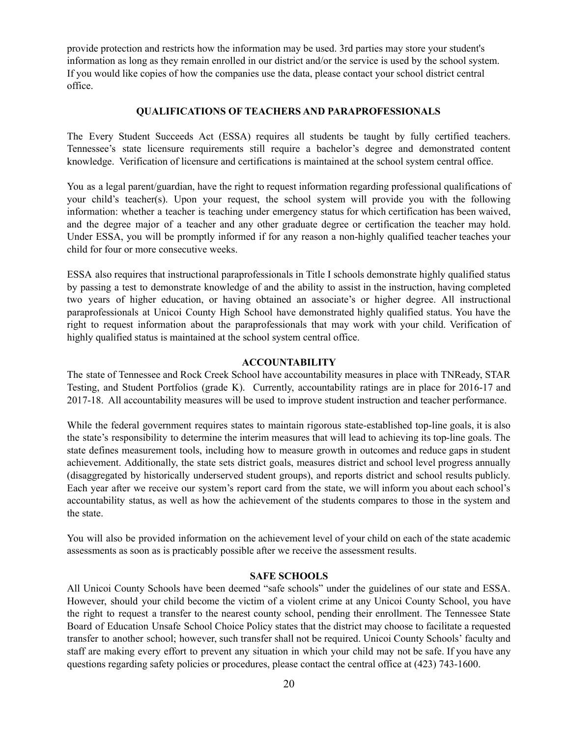provide protection and restricts how the information may be used. 3rd parties may store your student's information as long as they remain enrolled in our district and/or the service is used by the school system. If you would like copies of how the companies use the data, please contact your school district central office.

## QUALIFICATIONS OF TEACHERS AND PARAPROFESSIONALS

The Every Student Succeeds Act (ESSA) requires all students be taught by fully certified teachers. Tennessee's state licensure requirements still require a bachelor's degree and demonstrated content knowledge. Verification of licensure and certifications is maintained at the school system central office.

You as a legal parent/guardian, have the right to request information regarding professional qualifications of your child's teacher(s). Upon your request, the school system will provide you with the following information: whether a teacher is teaching under emergency status for which certification has been waived, and the degree major of a teacher and any other graduate degree or certification the teacher may hold. Under ESSA, you will be promptly informed if for any reason a non-highly qualified teacher teaches your child for four or more consecutive weeks.

ESSA also requires that instructional paraprofessionals in Title I schools demonstrate highly qualified status by passing a test to demonstrate knowledge of and the ability to assist in the instruction, having completed two years of higher education, or having obtained an associate's or higher degree. All instructional paraprofessionals at Unicoi County High School have demonstrated highly qualified status. You have the right to request information about the paraprofessionals that may work with your child. Verification of highly qualified status is maintained at the school system central office.

## ACCOUNTABILITY

The state of Tennessee and Rock Creek School have accountability measures in place with TNReady, STAR Testing, and Student Portfolios (grade K). Currently, accountability ratings are in place for 2016-17 and 2017-18. All accountability measures will be used to improve student instruction and teacher performance.

While the federal government requires states to maintain rigorous state-established top-line goals, it is also the state's responsibility to determine the interim measures that will lead to achieving its top-line goals. The state defines measurement tools, including how to measure growth in outcomes and reduce gaps in student achievement. Additionally, the state sets district goals, measures district and school level progress annually (disaggregated by historically underserved student groups), and reports district and school results publicly. Each year after we receive our system's report card from the state, we will inform you about each school's accountability status, as well as how the achievement of the students compares to those in the system and the state.

You will also be provided information on the achievement level of your child on each of the state academic assessments as soon as is practicably possible after we receive the assessment results.

## SAFE SCHOOLS

All Unicoi County Schools have been deemed "safe schools" under the guidelines of our state and ESSA. However, should your child become the victim of a violent crime at any Unicoi County School, you have the right to request a transfer to the nearest county school, pending their enrollment. The Tennessee State Board of Education Unsafe School Choice Policy states that the district may choose to facilitate a requested transfer to another school; however, such transfer shall not be required. Unicoi County Schools' faculty and staff are making every effort to prevent any situation in which your child may not be safe. If you have any questions regarding safety policies or procedures, please contact the central office at (423) 743-1600.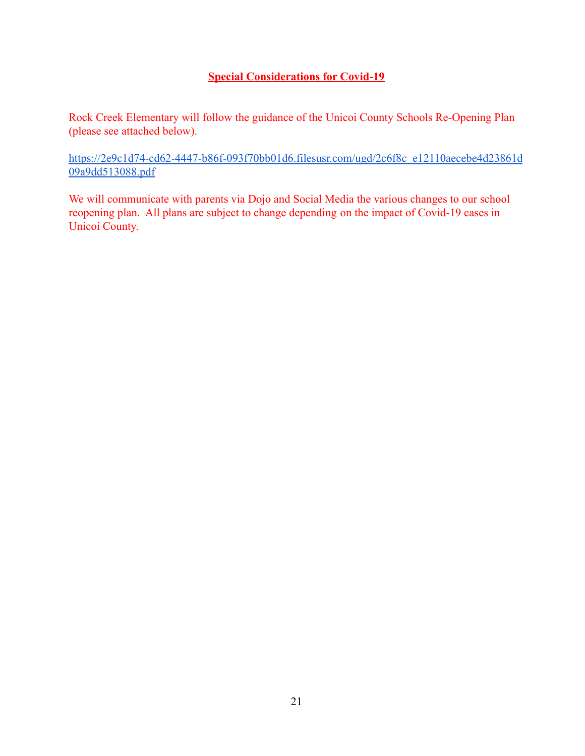## **Special Considerations for Covid-19**

Rock Creek Elementary will follow the guidance of the Unicoi County Schools Re-Opening Plan (please see attached below).

https://2e9c1d74-cd62-4447-b86f-093f70bb01d6.filesusr.com/ugd/2c6f8c_e12110aecebe4d23861d09a9dd513088.pdf

We will communicate with parents via Dojo and Social Media the various changes to our school reopening plan. All plans are subject to change depending on the impact of Covid-19 cases in Unicoi County.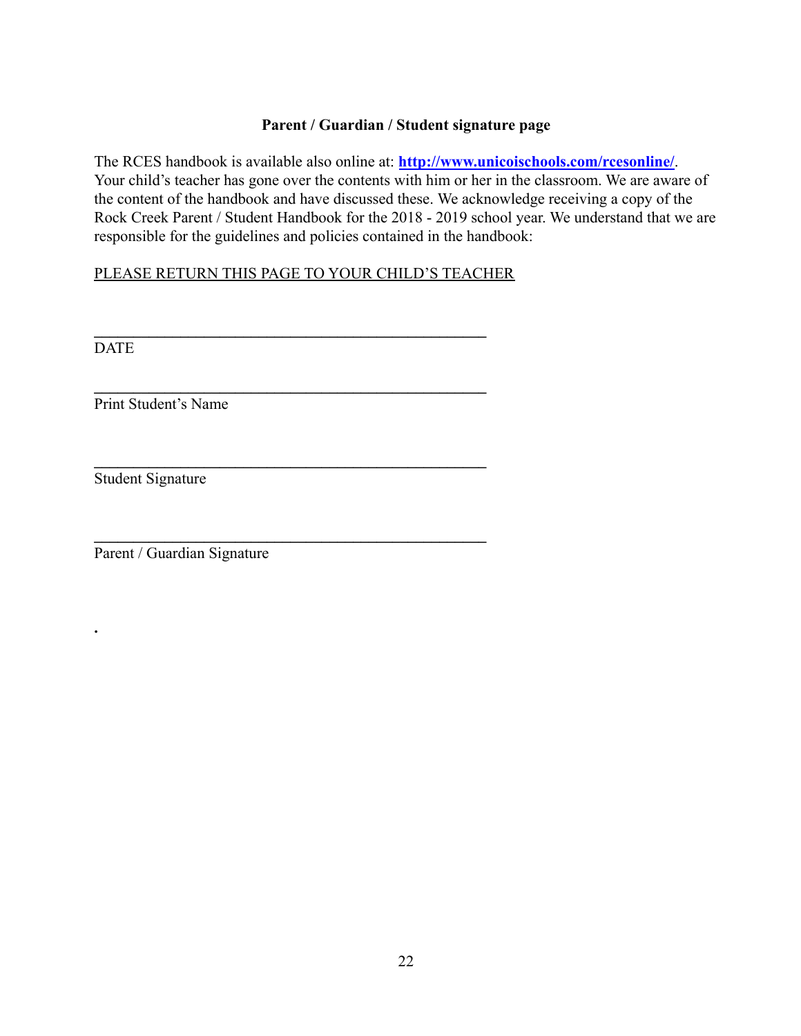**Parent / Guardian / Student signature page**

The RCES handbook is available also online at: **[http://www.unicoischools.com/rcesonline/](http://www.unicoischools.com/rcesonline/)**. Your child's teacher has gone over the contents with him or her in the classroom. We are aware of the content of the handbook and have discussed these. We acknowledge receiving a copy of the Rock Creek Parent / Student Handbook for the 2018 - 2019 school year. We understand that we are responsible for the guidelines and policies contained in the handbook:

<u>PLEASE RETURN THIS PAGE TO YOUR CHILD'S TEACHER</u>

\_\_\_\_\_\_\_\_\_\_\_\_\_\_\_\_\_\_\_\_\_\_\_\_\_\_\_\_\_\_\_\_\_\_\_\_\_\_\_\_\_\_\_\_\_\_\_\_
DATE

\_\_\_\_\_\_\_\_\_\_\_\_\_\_\_\_\_\_\_\_\_\_\_\_\_\_\_\_\_\_\_\_\_\_\_\_\_\_\_\_\_\_\_\_\_\_\_\_
Print Student's Name

\_\_\_\_\_\_\_\_\_\_\_\_\_\_\_\_\_\_\_\_\_\_\_\_\_\_\_\_\_\_\_\_\_\_\_\_\_\_\_\_\_\_\_\_\_\_\_\_
Student Signature

\_\_\_\_\_\_\_\_\_\_\_\_\_\_\_\_\_\_\_\_\_\_\_\_\_\_\_\_\_\_\_\_\_\_\_\_\_\_\_\_\_\_\_\_\_\_\_\_
Parent / Guardian Signature

.